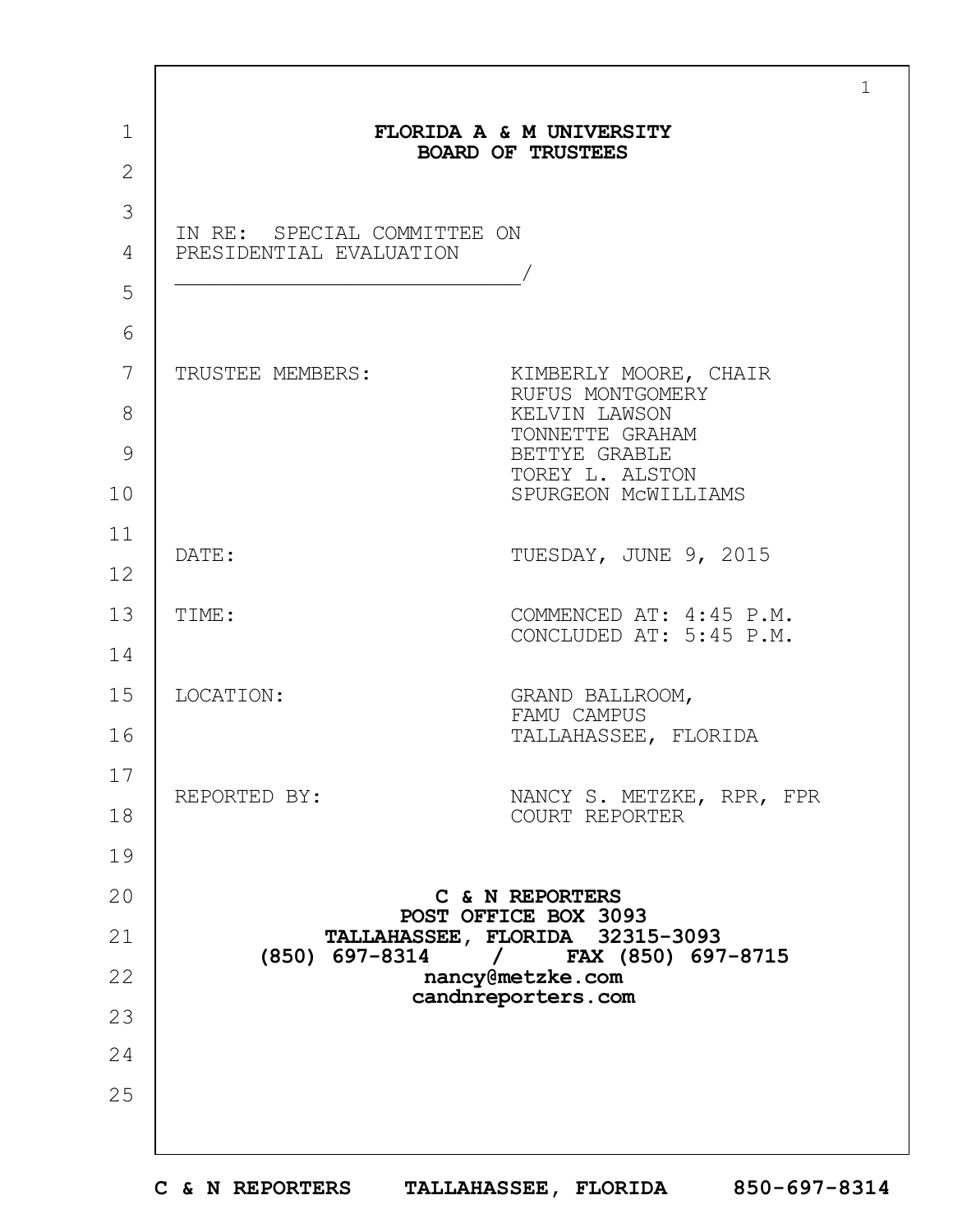# FLORIDA A & M UNIVERSITY
# BOARD OF TRUSTEES

IN RE: SPECIAL COMMITTEE ON PRESIDENTIAL EVALUATION
_____________________________/

| | |
|---|---|
| TRUSTEE MEMBERS: | KIMBERLY MOORE, CHAIR<br>RUFUS MONTGOMERY<br>KELVIN LAWSON<br>TONNETTE GRAHAM<br>BETTYE GRABLE<br>TOREY L. ALSTON<br>SPURGEON McWILLIAMS |
| DATE: | TUESDAY, JUNE 9, 2015 |
| TIME: | COMMENCED AT: 4:45 P.M.<br>CONCLUDED AT: 5:45 P.M. |
| LOCATION: | GRAND BALLROOM,<br>FAMU CAMPUS<br>TALLAHASSEE, FLORIDA |
| REPORTED BY: | NANCY S. METZKE, RPR, FPR<br>COURT REPORTER |

**C & N REPORTERS**
**POST OFFICE BOX 3093**
**TALLAHASSEE, FLORIDA 32315-3093**
**(850) 697-8314 / FAX (850) 697-8715**
**nancy@metzke.com**
**candnreporters.com**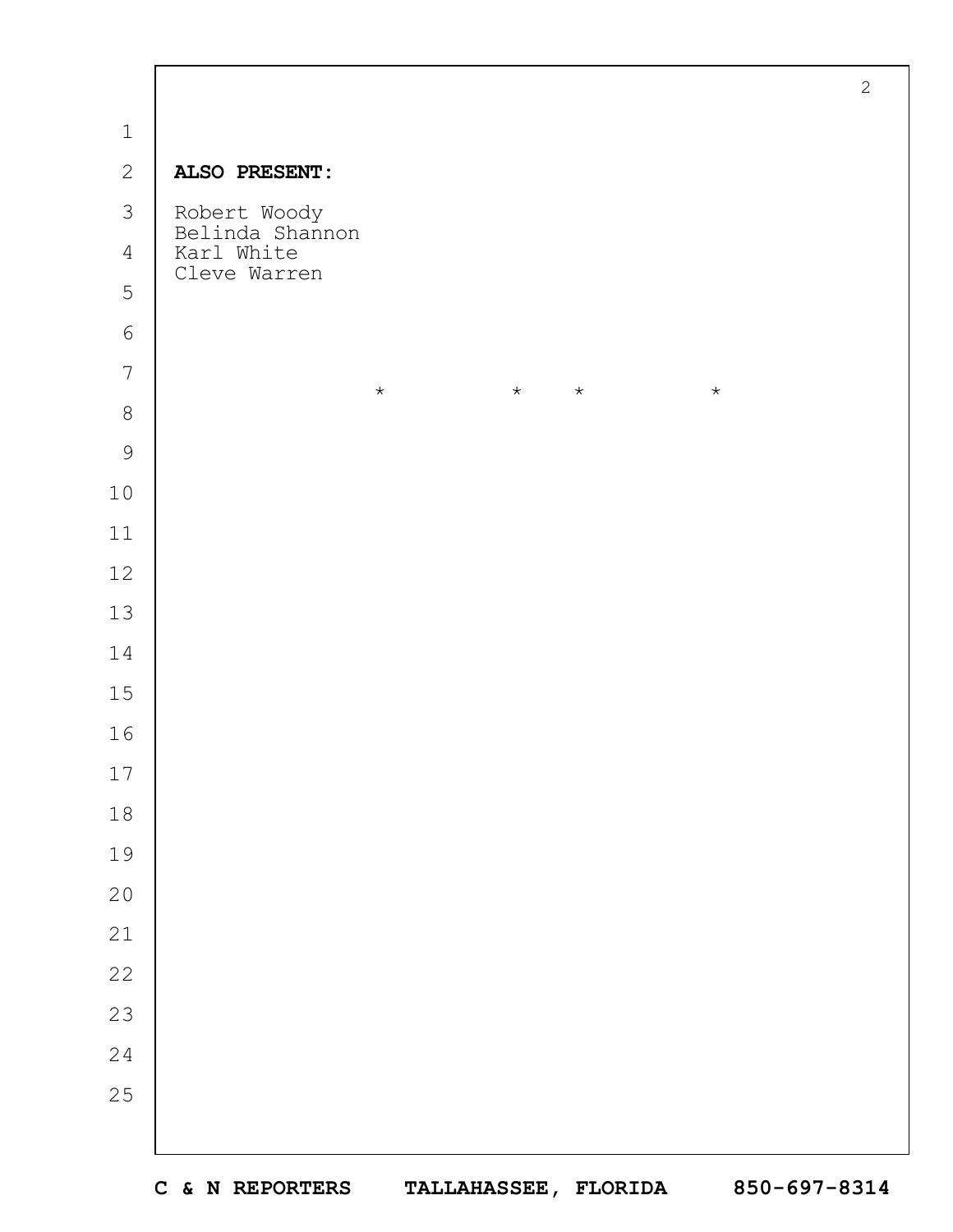**ALSO PRESENT:**

Robert Woody
Belinda Shannon
Karl White
Cleve Warren

\* \* \* \*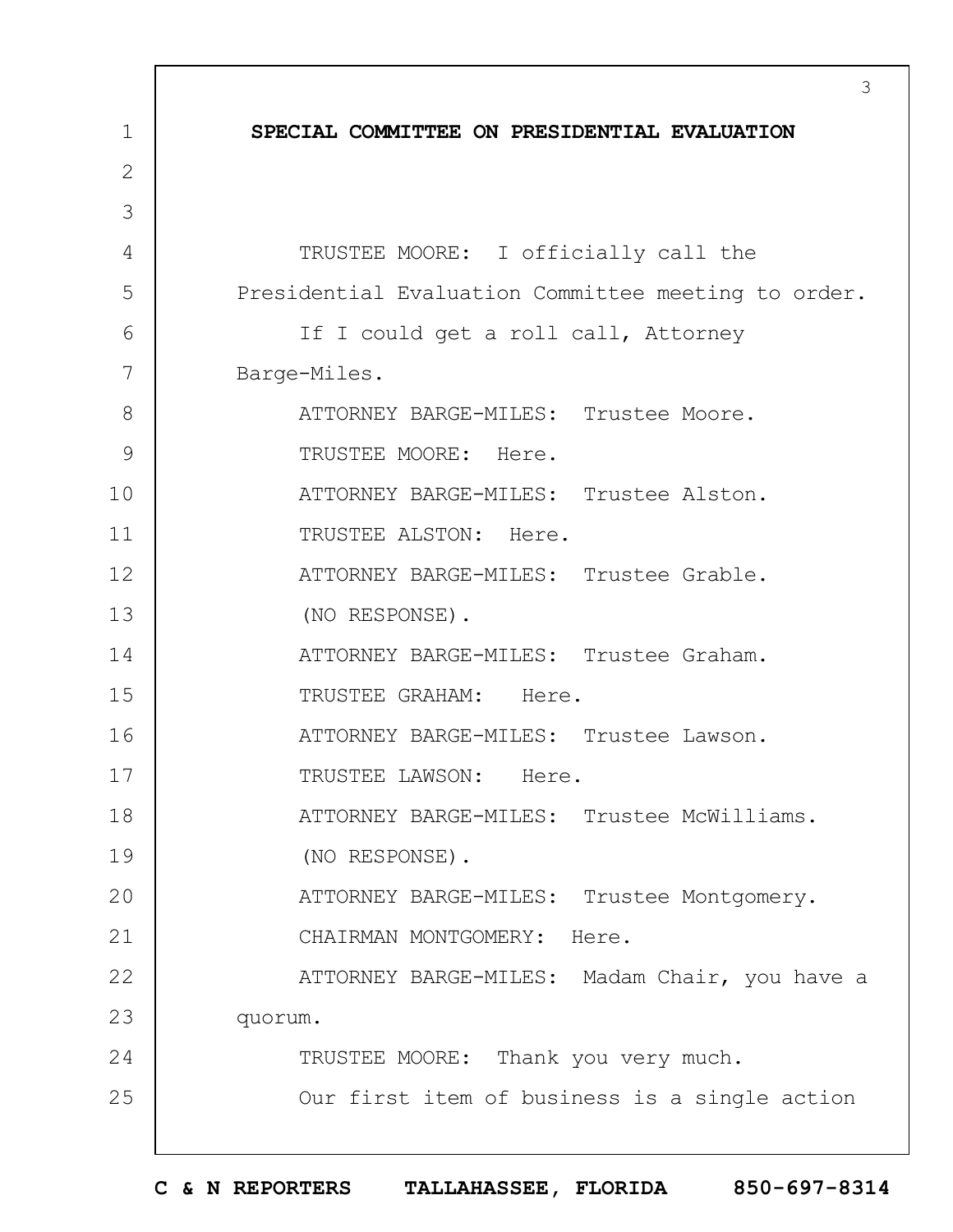**SPECIAL COMMITTEE ON PRESIDENTIAL EVALUATION**

TRUSTEE MOORE: I officially call the Presidential Evaluation Committee meeting to order.

If I could get a roll call, Attorney Barge-Miles.

ATTORNEY BARGE-MILES: Trustee Moore.

TRUSTEE MOORE: Here.

ATTORNEY BARGE-MILES: Trustee Alston.

TRUSTEE ALSTON: Here.

ATTORNEY BARGE-MILES: Trustee Grable.

(NO RESPONSE).

ATTORNEY BARGE-MILES: Trustee Graham.

TRUSTEE GRAHAM: Here.

ATTORNEY BARGE-MILES: Trustee Lawson.

TRUSTEE LAWSON: Here.

ATTORNEY BARGE-MILES: Trustee McWilliams.

(NO RESPONSE).

ATTORNEY BARGE-MILES: Trustee Montgomery.

CHAIRMAN MONTGOMERY: Here.

ATTORNEY BARGE-MILES: Madam Chair, you have a quorum.

TRUSTEE MOORE: Thank you very much.

Our first item of business is a single action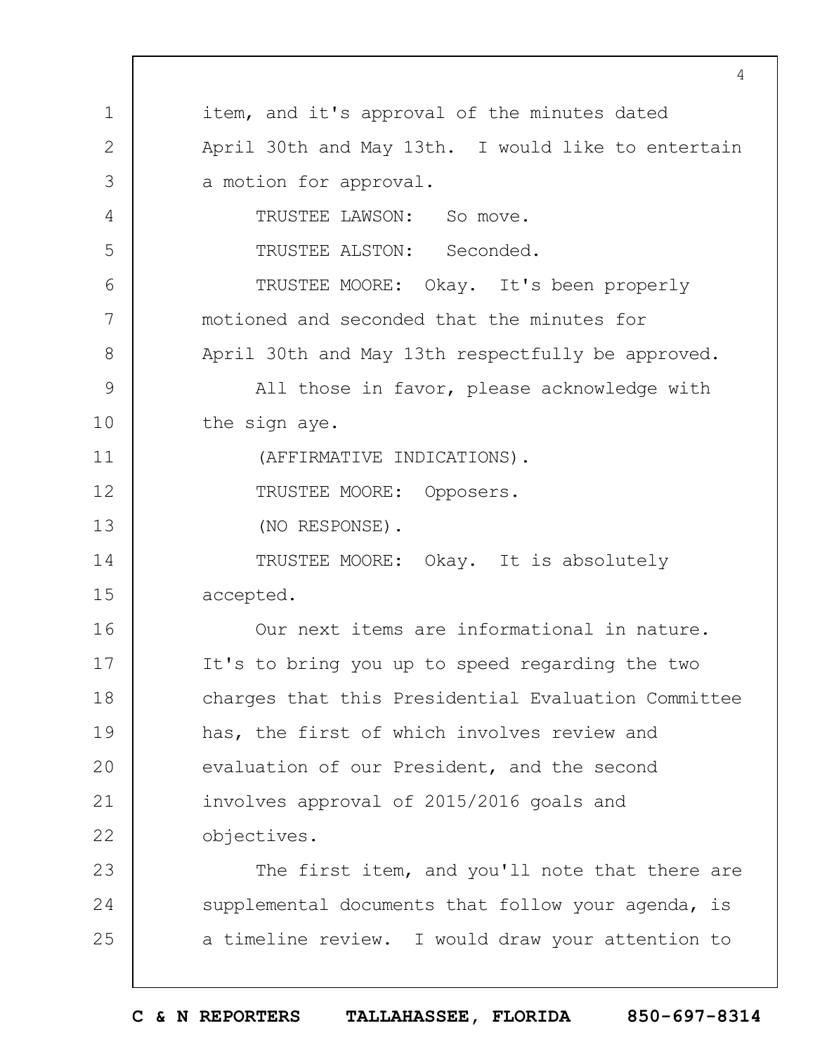item, and it's approval of the minutes dated April 30th and May 13th. I would like to entertain a motion for approval.

TRUSTEE LAWSON: So move.

TRUSTEE ALSTON: Seconded.

TRUSTEE MOORE: Okay. It's been properly motioned and seconded that the minutes for April 30th and May 13th respectfully be approved.

All those in favor, please acknowledge with the sign aye.

(AFFIRMATIVE INDICATIONS).

TRUSTEE MOORE: Opposers.

(NO RESPONSE).

TRUSTEE MOORE: Okay. It is absolutely accepted.

Our next items are informational in nature. It's to bring you up to speed regarding the two charges that this Presidential Evaluation Committee has, the first of which involves review and evaluation of our President, and the second involves approval of 2015/2016 goals and objectives.

The first item, and you'll note that there are supplemental documents that follow your agenda, is a timeline review. I would draw your attention to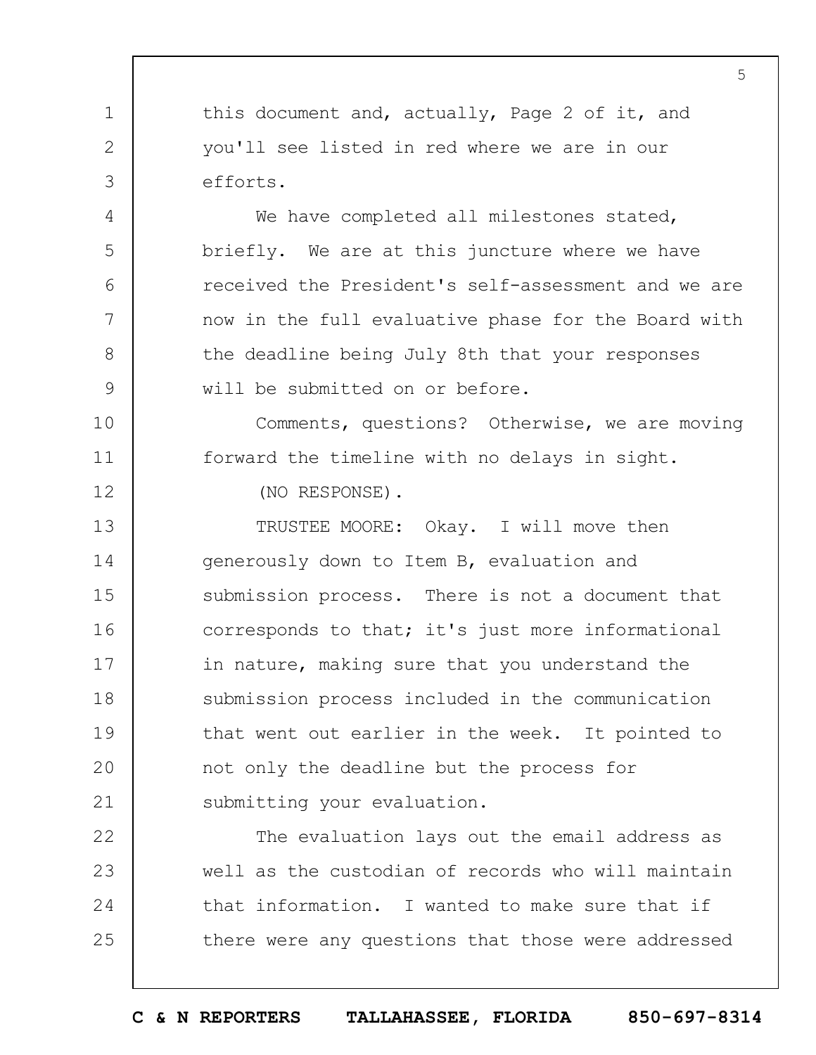this document and, actually, Page 2 of it, and you'll see listed in red where we are in our efforts.

We have completed all milestones stated, briefly. We are at this juncture where we have received the President's self-assessment and we are now in the full evaluative phase for the Board with the deadline being July 8th that your responses will be submitted on or before.

Comments, questions? Otherwise, we are moving forward the timeline with no delays in sight.

(NO RESPONSE).

TRUSTEE MOORE: Okay. I will move then generously down to Item B, evaluation and submission process. There is not a document that corresponds to that; it's just more informational in nature, making sure that you understand the submission process included in the communication that went out earlier in the week. It pointed to not only the deadline but the process for submitting your evaluation.

The evaluation lays out the email address as well as the custodian of records who will maintain that information. I wanted to make sure that if there were any questions that those were addressed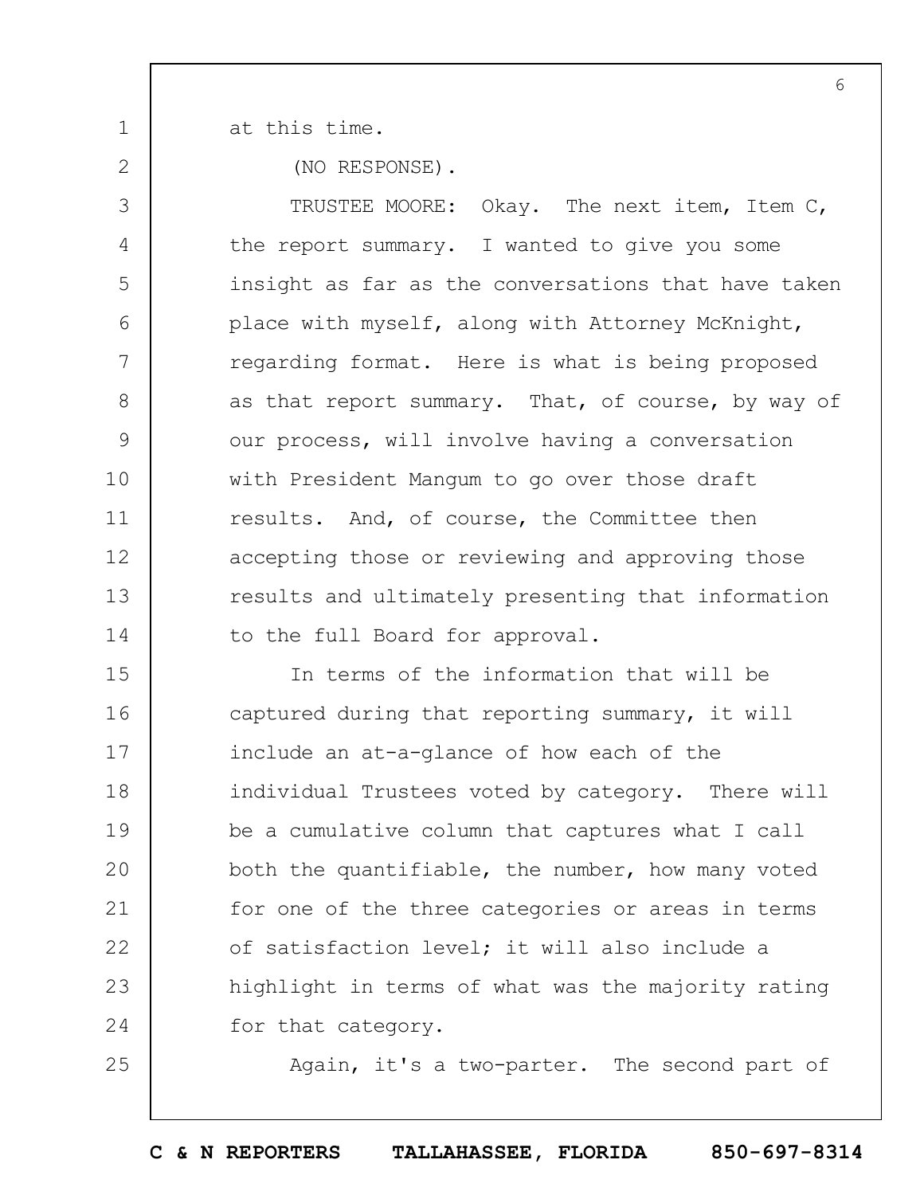at this time.

(NO RESPONSE).

TRUSTEE MOORE: Okay. The next item, Item C, the report summary. I wanted to give you some insight as far as the conversations that have taken place with myself, along with Attorney McKnight, regarding format. Here is what is being proposed as that report summary. That, of course, by way of our process, will involve having a conversation with President Mangum to go over those draft results. And, of course, the Committee then accepting those or reviewing and approving those results and ultimately presenting that information to the full Board for approval.

In terms of the information that will be captured during that reporting summary, it will include an at-a-glance of how each of the individual Trustees voted by category. There will be a cumulative column that captures what I call both the quantifiable, the number, how many voted for one of the three categories or areas in terms of satisfaction level; it will also include a highlight in terms of what was the majority rating for that category.

Again, it's a two-parter. The second part of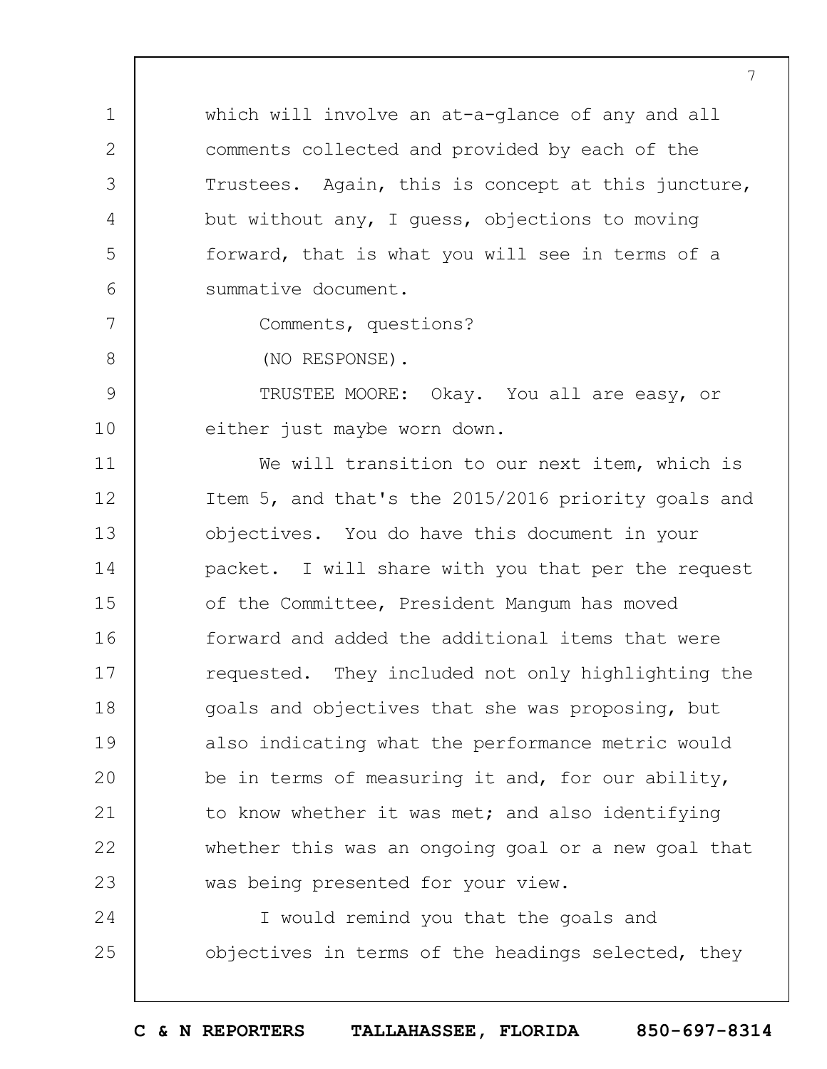which will involve an at-a-glance of any and all comments collected and provided by each of the Trustees. Again, this is concept at this juncture, but without any, I guess, objections to moving forward, that is what you will see in terms of a summative document.

Comments, questions?

(NO RESPONSE).

TRUSTEE MOORE: Okay. You all are easy, or either just maybe worn down.

We will transition to our next item, which is Item 5, and that's the 2015/2016 priority goals and objectives. You do have this document in your packet. I will share with you that per the request of the Committee, President Mangum has moved forward and added the additional items that were requested. They included not only highlighting the goals and objectives that she was proposing, but also indicating what the performance metric would be in terms of measuring it and, for our ability, to know whether it was met; and also identifying whether this was an ongoing goal or a new goal that was being presented for your view.

I would remind you that the goals and objectives in terms of the headings selected, they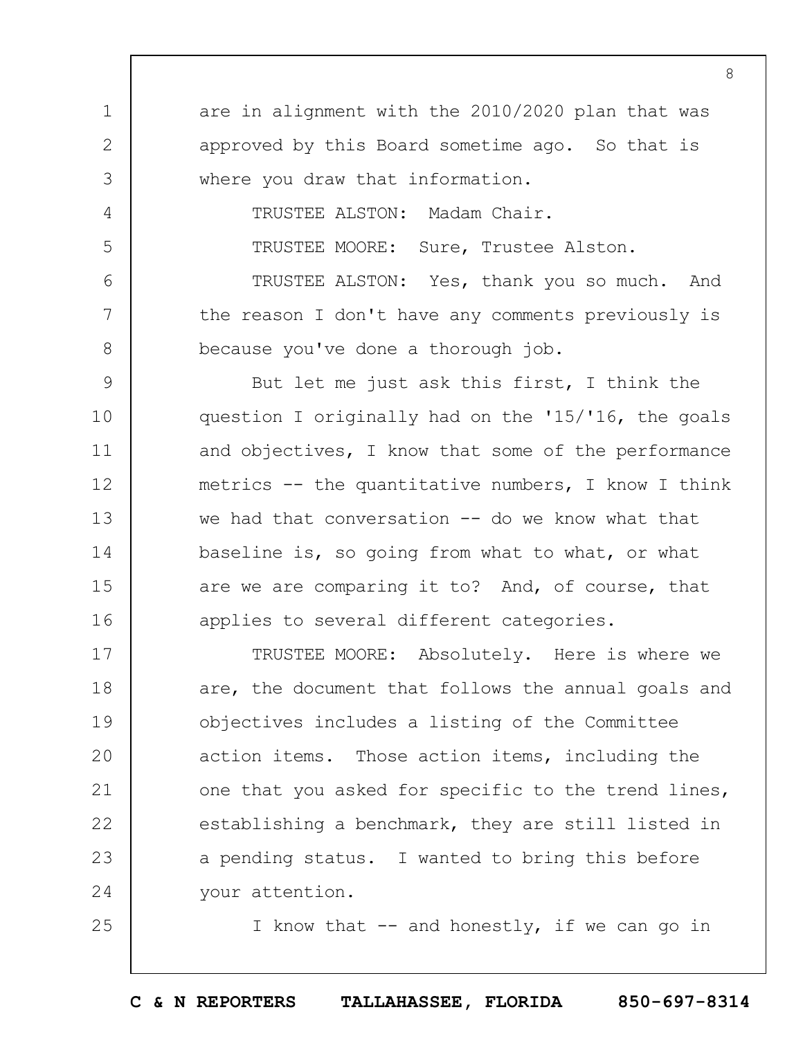are in alignment with the 2010/2020 plan that was approved by this Board sometime ago. So that is where you draw that information.

TRUSTEE ALSTON: Madam Chair.

TRUSTEE MOORE: Sure, Trustee Alston.

TRUSTEE ALSTON: Yes, thank you so much. And the reason I don't have any comments previously is because you've done a thorough job.

But let me just ask this first, I think the question I originally had on the '15/'16, the goals and objectives, I know that some of the performance metrics -- the quantitative numbers, I know I think we had that conversation -- do we know what that baseline is, so going from what to what, or what are we are comparing it to? And, of course, that applies to several different categories.

TRUSTEE MOORE: Absolutely. Here is where we are, the document that follows the annual goals and objectives includes a listing of the Committee action items. Those action items, including the one that you asked for specific to the trend lines, establishing a benchmark, they are still listed in a pending status. I wanted to bring this before your attention.

I know that -- and honestly, if we can go in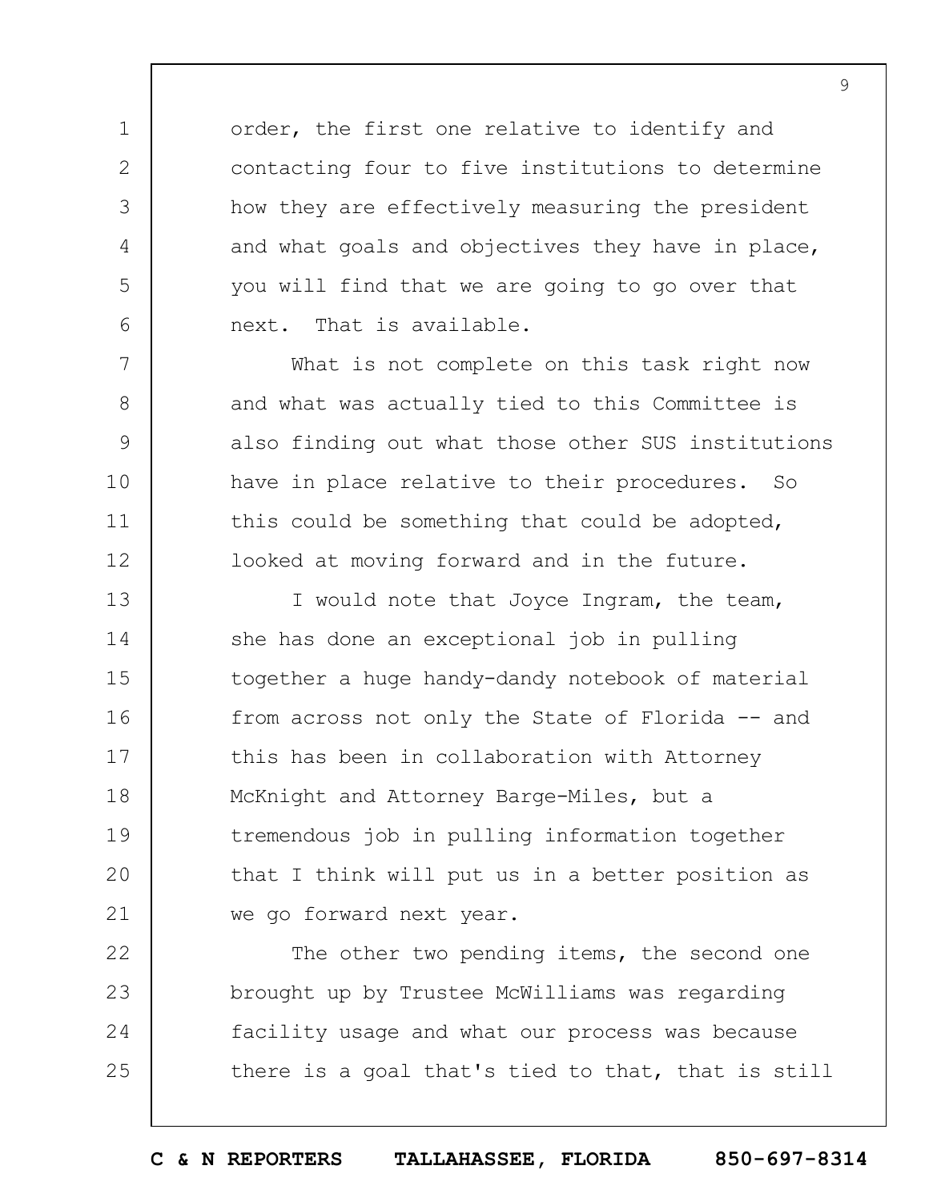order, the first one relative to identify and contacting four to five institutions to determine how they are effectively measuring the president and what goals and objectives they have in place, you will find that we are going to go over that next. That is available.

What is not complete on this task right now and what was actually tied to this Committee is also finding out what those other SUS institutions have in place relative to their procedures. So this could be something that could be adopted, looked at moving forward and in the future.

I would note that Joyce Ingram, the team, she has done an exceptional job in pulling together a huge handy-dandy notebook of material from across not only the State of Florida -- and this has been in collaboration with Attorney McKnight and Attorney Barge-Miles, but a tremendous job in pulling information together that I think will put us in a better position as we go forward next year.

The other two pending items, the second one brought up by Trustee McWilliams was regarding facility usage and what our process was because there is a goal that's tied to that, that is still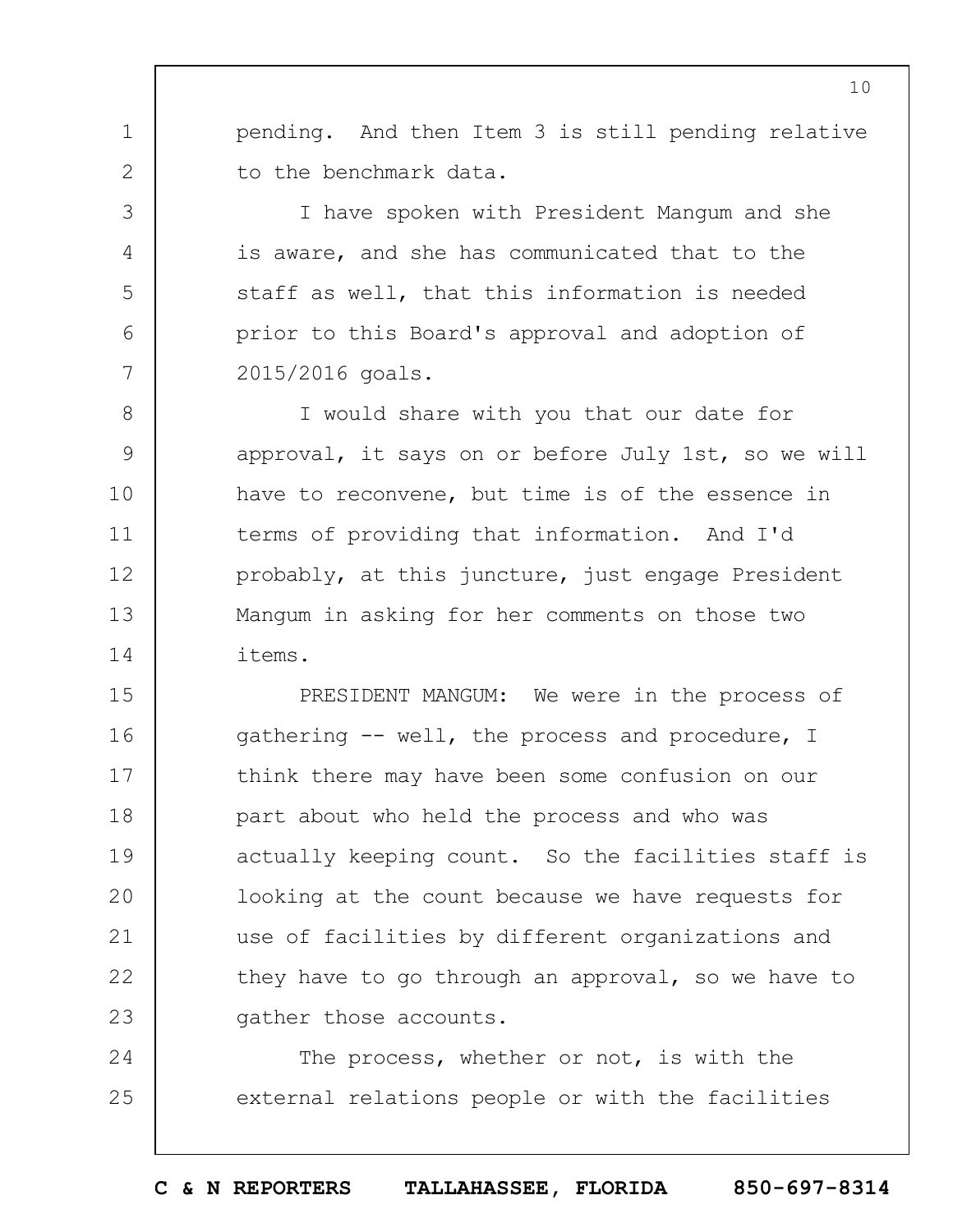pending. And then Item 3 is still pending relative to the benchmark data.

I have spoken with President Mangum and she is aware, and she has communicated that to the staff as well, that this information is needed prior to this Board's approval and adoption of 2015/2016 goals.

I would share with you that our date for approval, it says on or before July 1st, so we will have to reconvene, but time is of the essence in terms of providing that information. And I'd probably, at this juncture, just engage President Mangum in asking for her comments on those two items.

PRESIDENT MANGUM: We were in the process of gathering -- well, the process and procedure, I think there may have been some confusion on our part about who held the process and who was actually keeping count. So the facilities staff is looking at the count because we have requests for use of facilities by different organizations and they have to go through an approval, so we have to gather those accounts.

The process, whether or not, is with the external relations people or with the facilities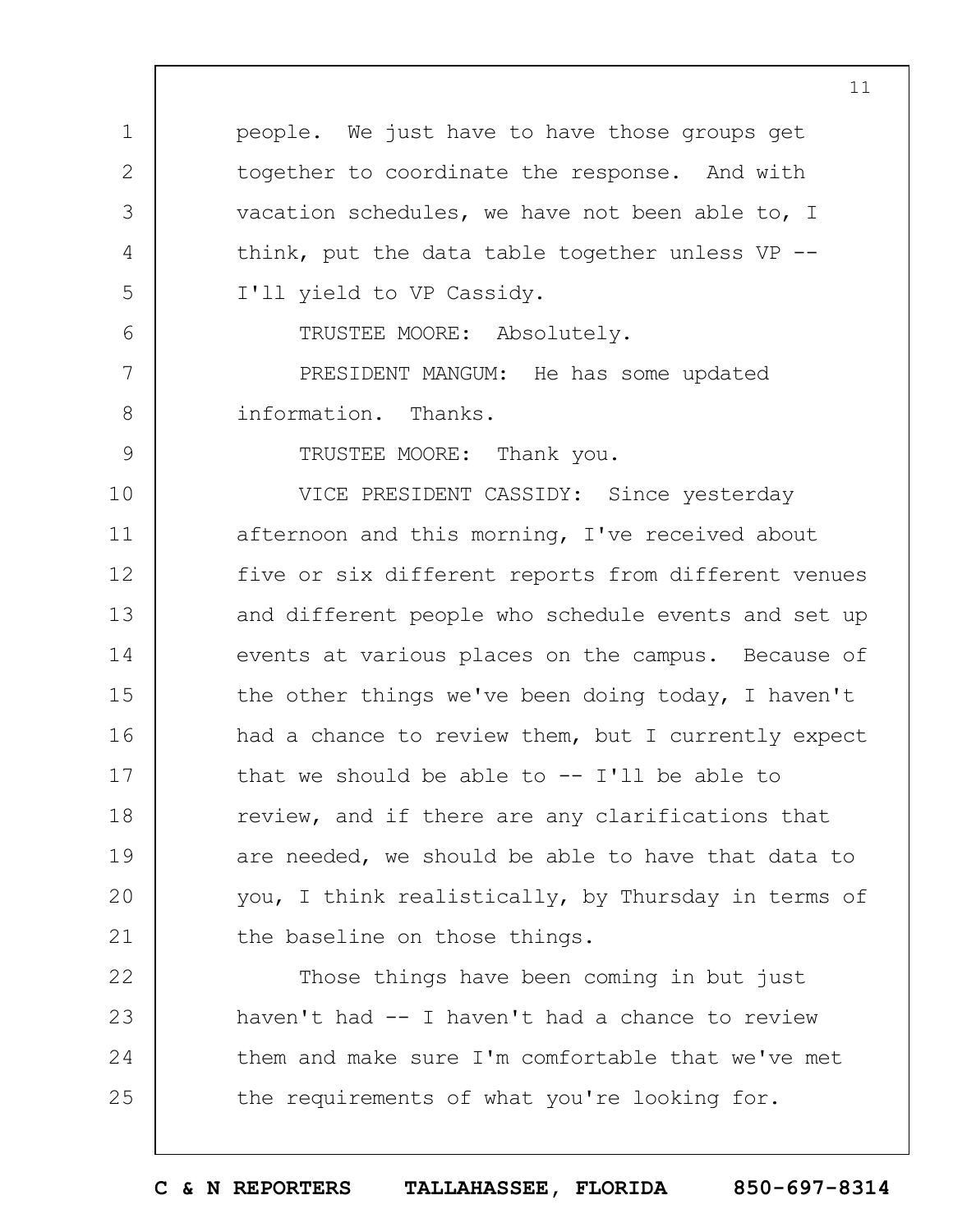people. We just have to have those groups get together to coordinate the response. And with vacation schedules, we have not been able to, I think, put the data table together unless VP -- I'll yield to VP Cassidy.

TRUSTEE MOORE: Absolutely.

PRESIDENT MANGUM: He has some updated information. Thanks.

TRUSTEE MOORE: Thank you.

VICE PRESIDENT CASSIDY: Since yesterday afternoon and this morning, I've received about five or six different reports from different venues and different people who schedule events and set up events at various places on the campus. Because of the other things we've been doing today, I haven't had a chance to review them, but I currently expect that we should be able to -- I'll be able to review, and if there are any clarifications that are needed, we should be able to have that data to you, I think realistically, by Thursday in terms of the baseline on those things.

Those things have been coming in but just haven't had -- I haven't had a chance to review them and make sure I'm comfortable that we've met the requirements of what you're looking for.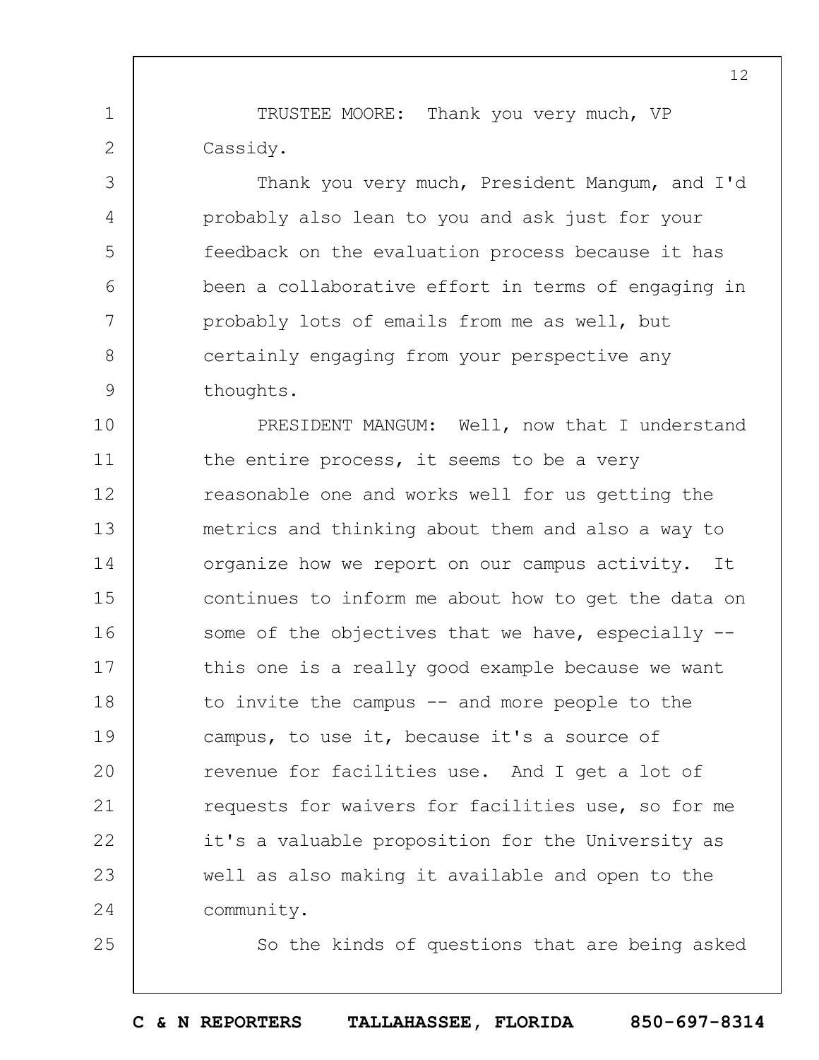TRUSTEE MOORE: Thank you very much, VP Cassidy.

Thank you very much, President Mangum, and I'd probably also lean to you and ask just for your feedback on the evaluation process because it has been a collaborative effort in terms of engaging in probably lots of emails from me as well, but certainly engaging from your perspective any thoughts.

PRESIDENT MANGUM: Well, now that I understand the entire process, it seems to be a very reasonable one and works well for us getting the metrics and thinking about them and also a way to organize how we report on our campus activity. It continues to inform me about how to get the data on some of the objectives that we have, especially -- this one is a really good example because we want to invite the campus -- and more people to the campus, to use it, because it's a source of revenue for facilities use. And I get a lot of requests for waivers for facilities use, so for me it's a valuable proposition for the University as well as also making it available and open to the community.

So the kinds of questions that are being asked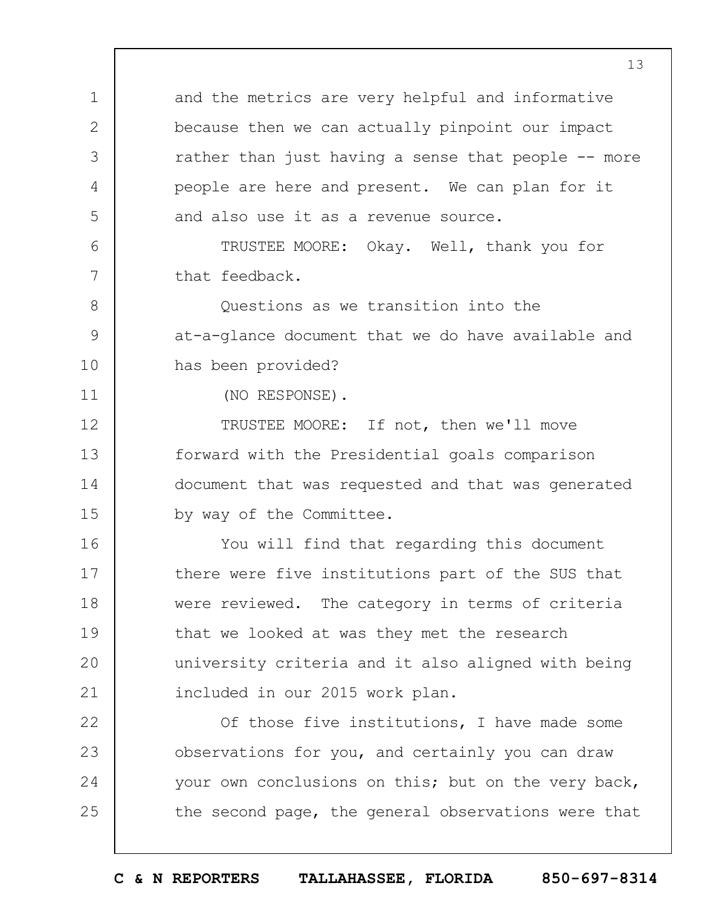and the metrics are very helpful and informative because then we can actually pinpoint our impact rather than just having a sense that people -- more people are here and present. We can plan for it and also use it as a revenue source.

TRUSTEE MOORE: Okay. Well, thank you for that feedback.

Questions as we transition into the at-a-glance document that we do have available and has been provided?

(NO RESPONSE).

TRUSTEE MOORE: If not, then we'll move forward with the Presidential goals comparison document that was requested and that was generated by way of the Committee.

You will find that regarding this document there were five institutions part of the SUS that were reviewed. The category in terms of criteria that we looked at was they met the research university criteria and it also aligned with being included in our 2015 work plan.

Of those five institutions, I have made some observations for you, and certainly you can draw your own conclusions on this; but on the very back, the second page, the general observations were that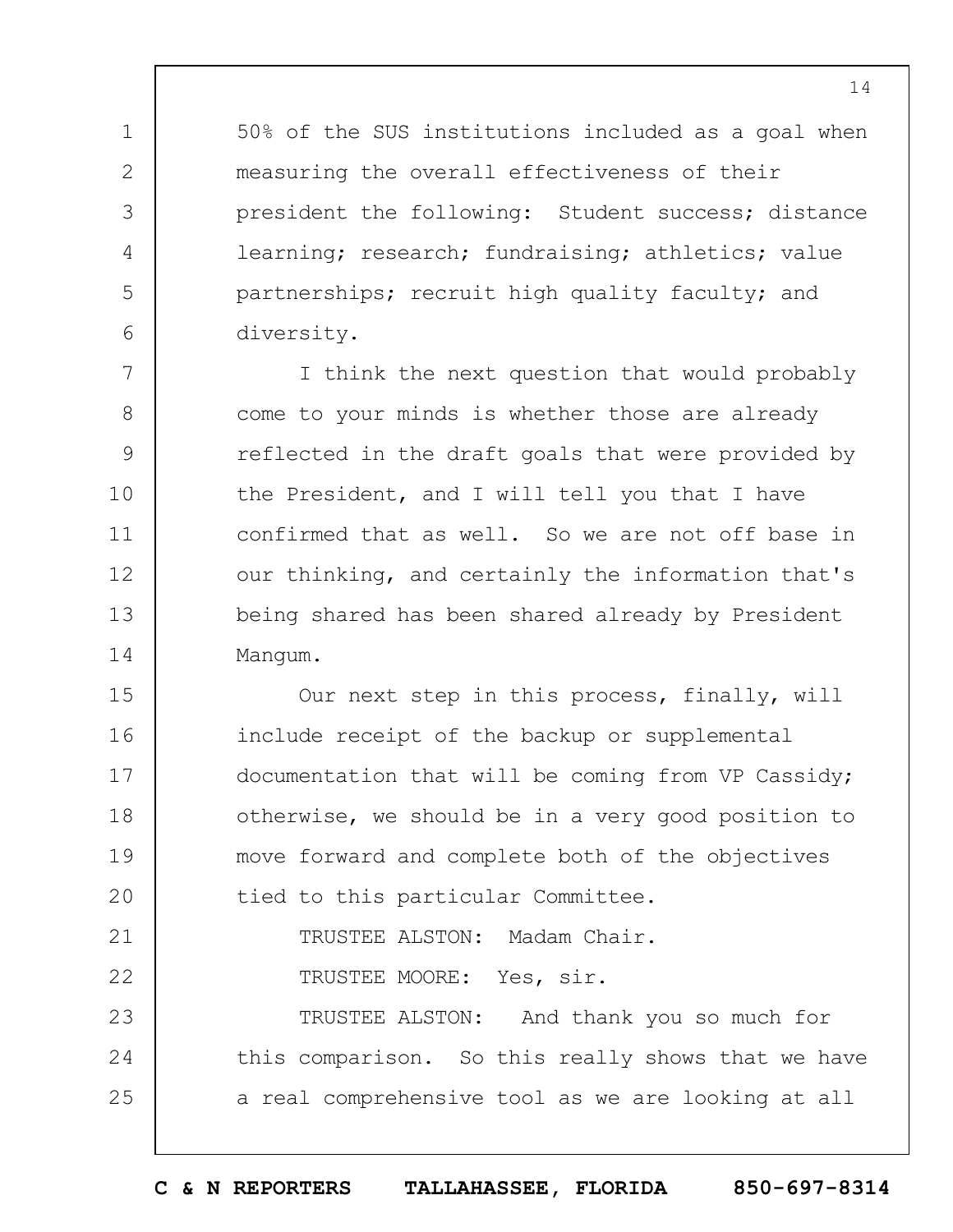50% of the SUS institutions included as a goal when measuring the overall effectiveness of their president the following: Student success; distance learning; research; fundraising; athletics; value partnerships; recruit high quality faculty; and diversity.

I think the next question that would probably come to your minds is whether those are already reflected in the draft goals that were provided by the President, and I will tell you that I have confirmed that as well. So we are not off base in our thinking, and certainly the information that's being shared has been shared already by President Mangum.

Our next step in this process, finally, will include receipt of the backup or supplemental documentation that will be coming from VP Cassidy; otherwise, we should be in a very good position to move forward and complete both of the objectives tied to this particular Committee.

TRUSTEE ALSTON: Madam Chair.

TRUSTEE MOORE: Yes, sir.

TRUSTEE ALSTON: And thank you so much for this comparison. So this really shows that we have a real comprehensive tool as we are looking at all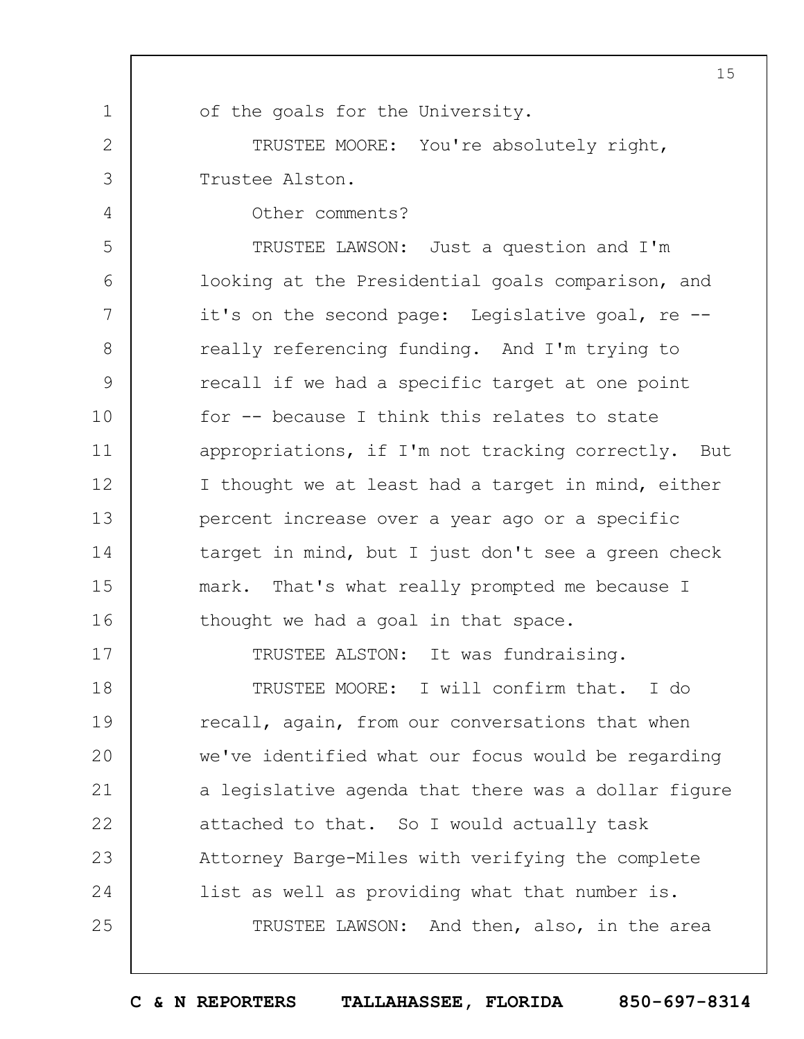of the goals for the University.

TRUSTEE MOORE: You're absolutely right, Trustee Alston.

Other comments?

TRUSTEE LAWSON: Just a question and I'm looking at the Presidential goals comparison, and it's on the second page: Legislative goal, re -- really referencing funding. And I'm trying to recall if we had a specific target at one point for -- because I think this relates to state appropriations, if I'm not tracking correctly. But I thought we at least had a target in mind, either percent increase over a year ago or a specific target in mind, but I just don't see a green check mark. That's what really prompted me because I thought we had a goal in that space.

TRUSTEE ALSTON: It was fundraising.

TRUSTEE MOORE: I will confirm that. I do recall, again, from our conversations that when we've identified what our focus would be regarding a legislative agenda that there was a dollar figure attached to that. So I would actually task Attorney Barge-Miles with verifying the complete list as well as providing what that number is.

TRUSTEE LAWSON: And then, also, in the area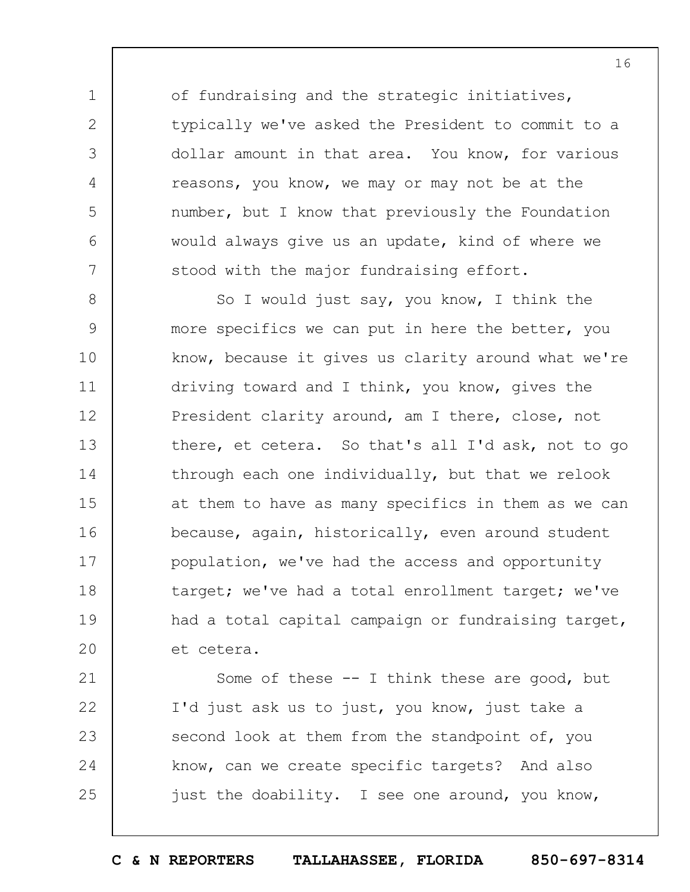of fundraising and the strategic initiatives, typically we've asked the President to commit to a dollar amount in that area. You know, for various reasons, you know, we may or may not be at the number, but I know that previously the Foundation would always give us an update, kind of where we stood with the major fundraising effort.

So I would just say, you know, I think the more specifics we can put in here the better, you know, because it gives us clarity around what we're driving toward and I think, you know, gives the President clarity around, am I there, close, not there, et cetera. So that's all I'd ask, not to go through each one individually, but that we relook at them to have as many specifics in them as we can because, again, historically, even around student population, we've had the access and opportunity target; we've had a total enrollment target; we've had a total capital campaign or fundraising target, et cetera.

Some of these -- I think these are good, but I'd just ask us to just, you know, just take a second look at them from the standpoint of, you know, can we create specific targets? And also just the doability. I see one around, you know,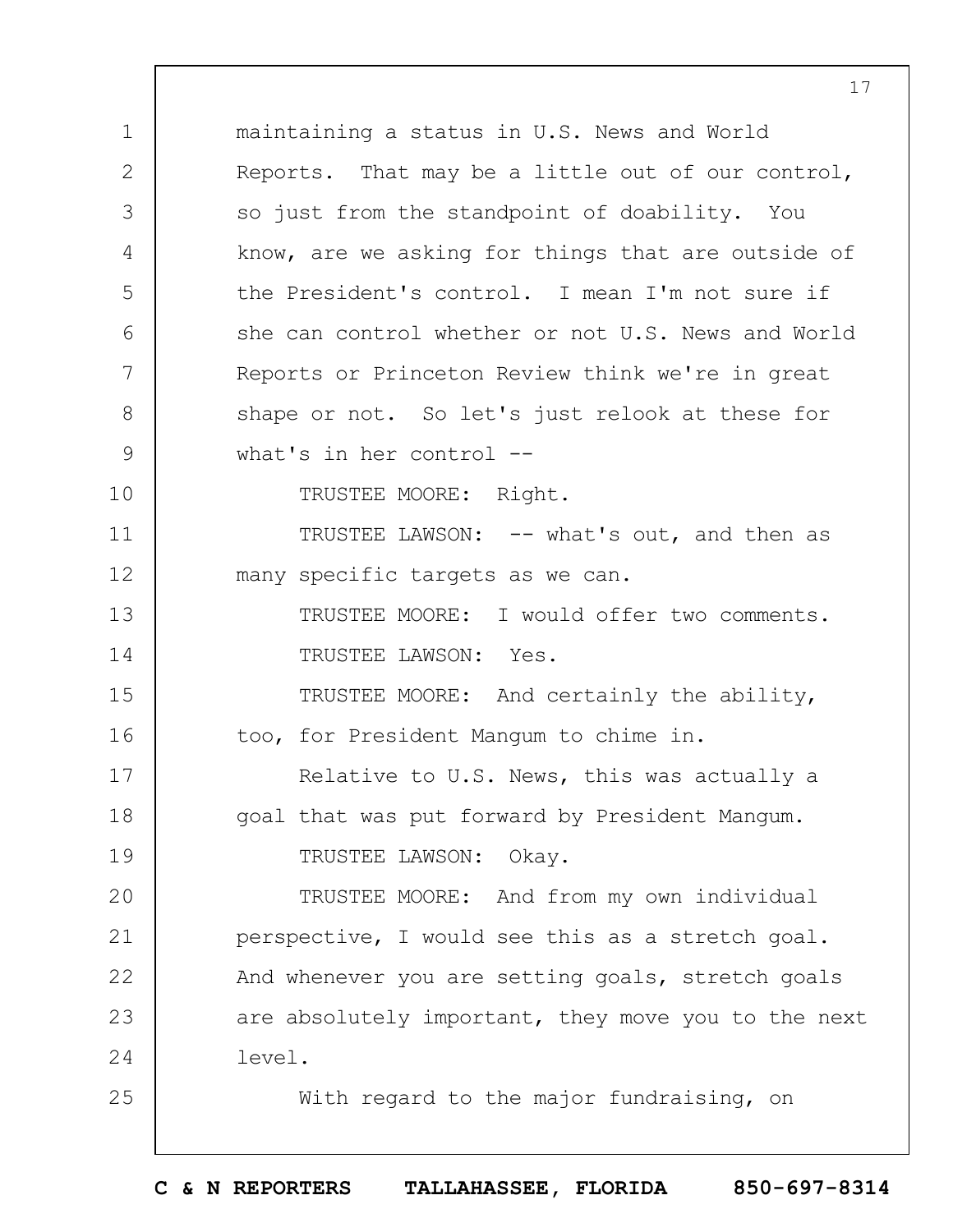maintaining a status in U.S. News and World Reports. That may be a little out of our control, so just from the standpoint of doability. You know, are we asking for things that are outside of the President's control. I mean I'm not sure if she can control whether or not U.S. News and World Reports or Princeton Review think we're in great shape or not. So let's just relook at these for what's in her control --

TRUSTEE MOORE: Right.

TRUSTEE LAWSON: -- what's out, and then as many specific targets as we can.

TRUSTEE MOORE: I would offer two comments.

TRUSTEE LAWSON: Yes.

TRUSTEE MOORE: And certainly the ability, too, for President Mangum to chime in.

Relative to U.S. News, this was actually a goal that was put forward by President Mangum.

TRUSTEE LAWSON: Okay.

TRUSTEE MOORE: And from my own individual perspective, I would see this as a stretch goal. And whenever you are setting goals, stretch goals are absolutely important, they move you to the next level.

With regard to the major fundraising, on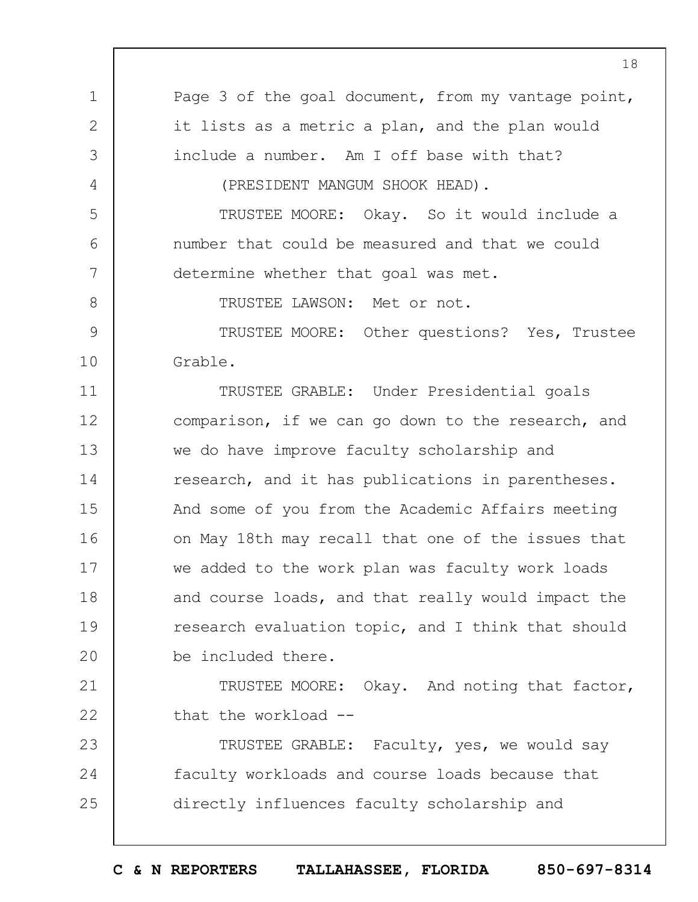Page 3 of the goal document, from my vantage point, it lists as a metric a plan, and the plan would include a number. Am I off base with that?

(PRESIDENT MANGUM SHOOK HEAD).

TRUSTEE MOORE: Okay. So it would include a number that could be measured and that we could determine whether that goal was met.

TRUSTEE LAWSON: Met or not.

TRUSTEE MOORE: Other questions? Yes, Trustee Grable.

TRUSTEE GRABLE: Under Presidential goals comparison, if we can go down to the research, and we do have improve faculty scholarship and research, and it has publications in parentheses. And some of you from the Academic Affairs meeting on May 18th may recall that one of the issues that we added to the work plan was faculty work loads and course loads, and that really would impact the research evaluation topic, and I think that should be included there.

TRUSTEE MOORE: Okay. And noting that factor, that the workload --

TRUSTEE GRABLE: Faculty, yes, we would say faculty workloads and course loads because that directly influences faculty scholarship and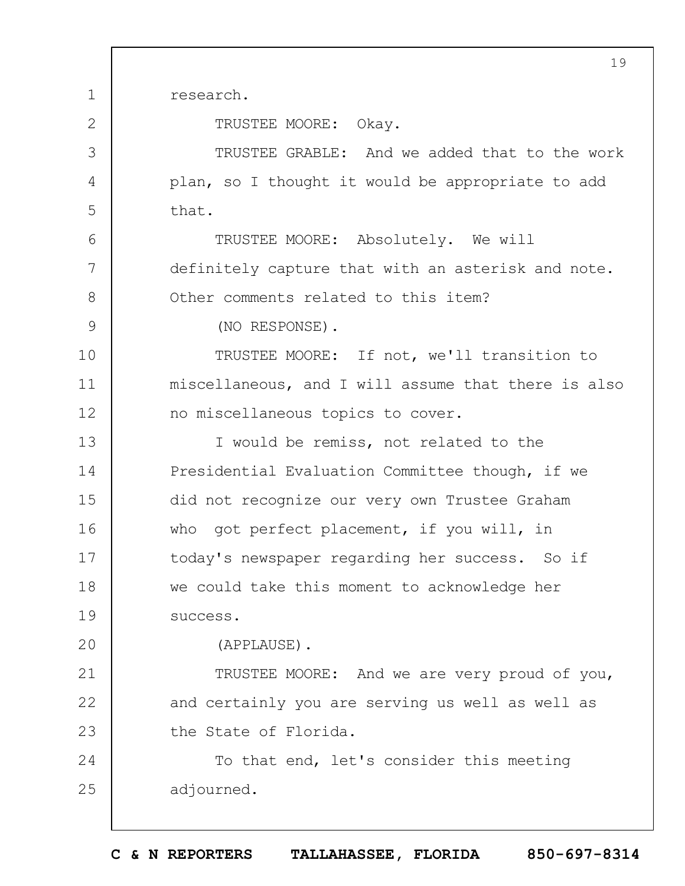research.

TRUSTEE MOORE: Okay.

TRUSTEE GRABLE: And we added that to the work plan, so I thought it would be appropriate to add that.

TRUSTEE MOORE: Absolutely. We will definitely capture that with an asterisk and note. Other comments related to this item?

(NO RESPONSE).

TRUSTEE MOORE: If not, we'll transition to miscellaneous, and I will assume that there is also no miscellaneous topics to cover.

I would be remiss, not related to the Presidential Evaluation Committee though, if we did not recognize our very own Trustee Graham who got perfect placement, if you will, in today's newspaper regarding her success. So if we could take this moment to acknowledge her success.

(APPLAUSE).

TRUSTEE MOORE: And we are very proud of you, and certainly you are serving us well as well as the State of Florida.

To that end, let's consider this meeting adjourned.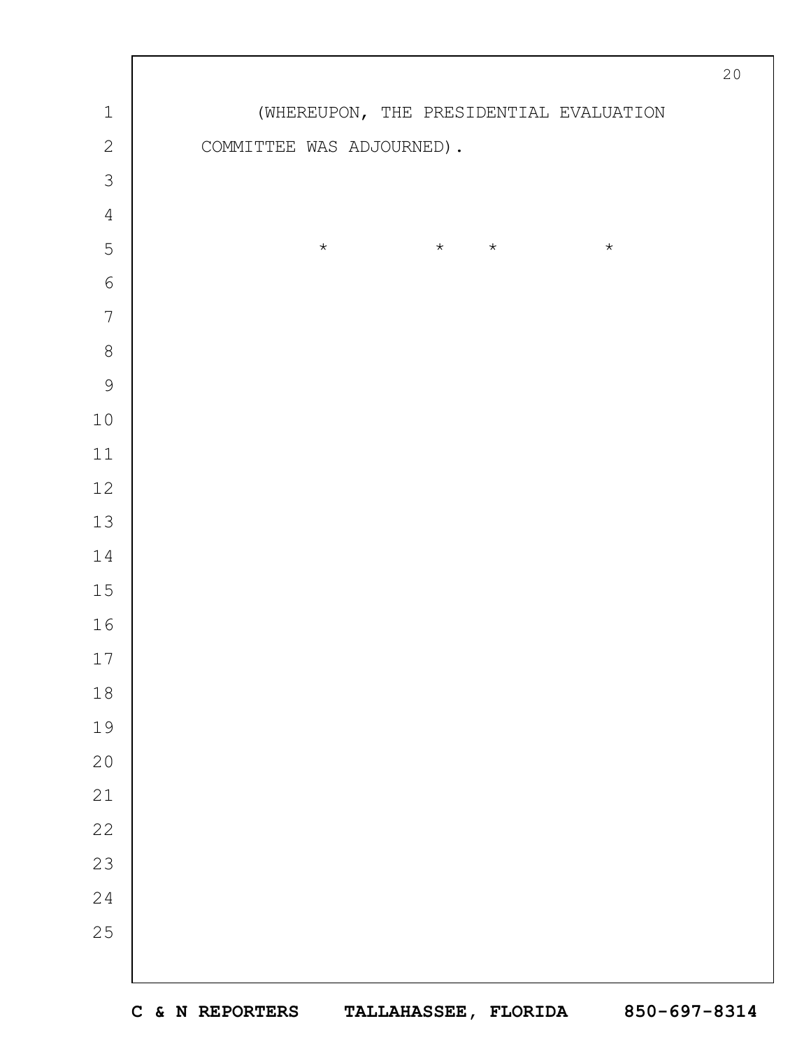(WHEREUPON, THE PRESIDENTIAL EVALUATION COMMITTEE WAS ADJOURNED).

\*          \*     \*          \*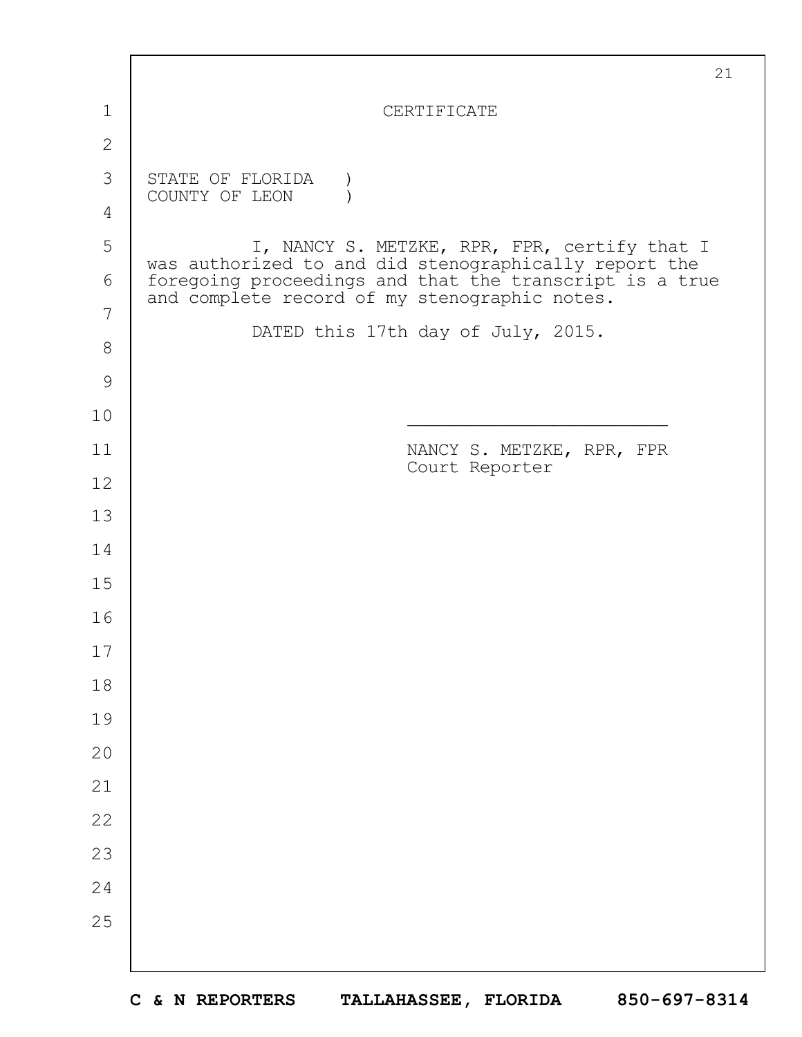# CERTIFICATE

STATE OF FLORIDA )
COUNTY OF LEON )

I, NANCY S. METZKE, RPR, FPR, certify that I was authorized to and did stenographically report the foregoing proceedings and that the transcript is a true and complete record of my stenographic notes.

DATED this 17th day of July, 2015.

\_\_\_\_\_\_\_\_\_\_\_\_\_\_\_\_\_\_\_\_\_\_\_\_\_\_

NANCY S. METZKE, RPR, FPR
Court Reporter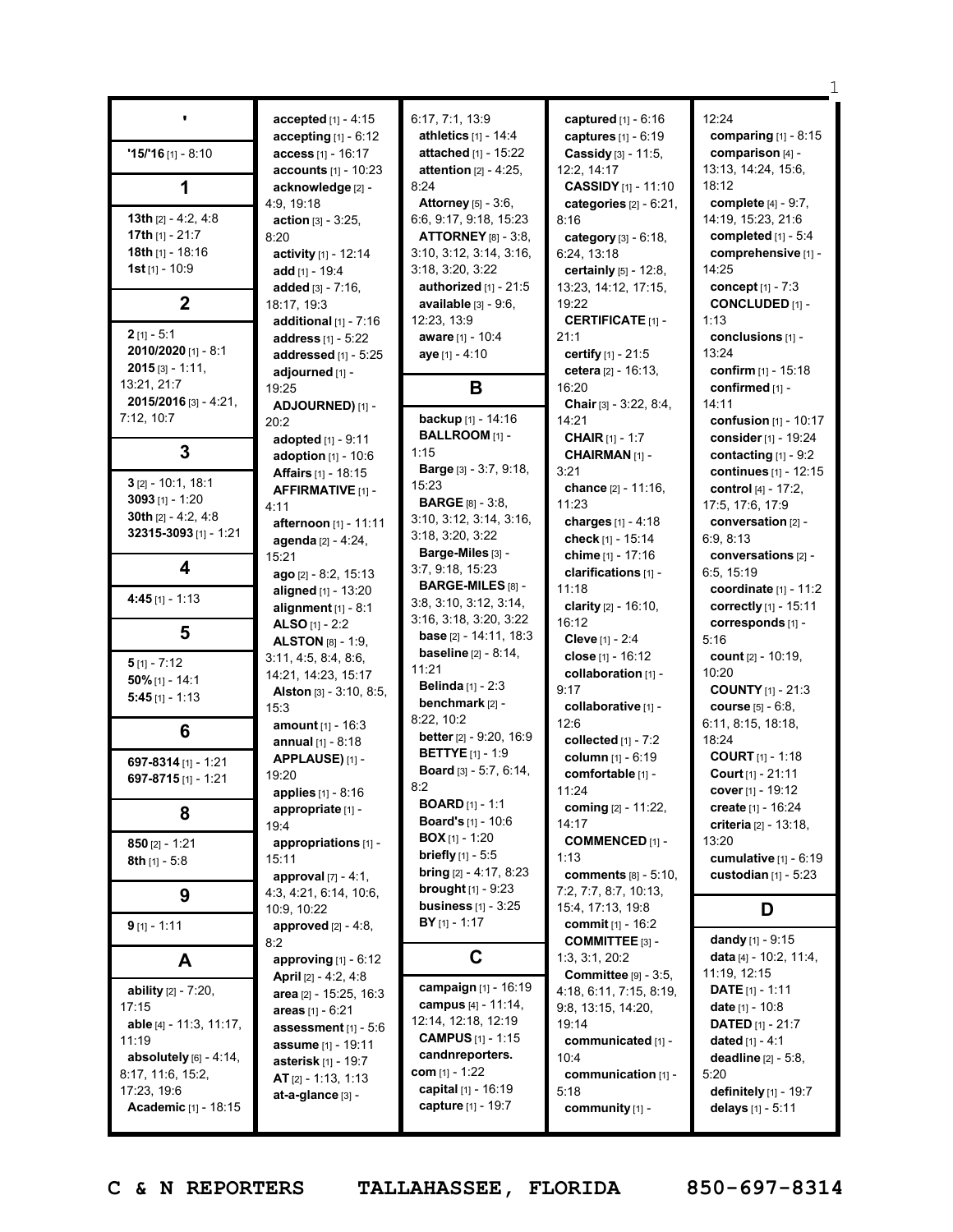## '

**'15/'16** [1] - 8:10

## 1

**13th** [2] - 4:2, 4:8
**17th** [1] - 21:7
**18th** [1] - 18:16
**1st** [1] - 10:9

## 2

**2** [1] - 5:1
**2010/2020** [1] - 8:1
**2015** [3] - 1:11, 13:21, 21:7
**2015/2016** [3] - 4:21, 7:12, 10:7

## 3

**3** [2] - 10:1, 18:1
**3093** [1] - 1:20
**30th** [2] - 4:2, 4:8
**32315-3093** [1] - 1:21

## 4

**4:45** [1] - 1:13

## 5

**5** [1] - 7:12
**50%** [1] - 14:1
**5:45** [1] - 1:13

## 6

**697-8314** [1] - 1:21
**697-8715** [1] - 1:21

## 8

**850** [2] - 1:21
**8th** [1] - 5:8

## 9

**9** [1] - 1:11

## A

**ability** [2] - 7:20, 17:15
**able** [4] - 11:3, 11:17, 11:19
**absolutely** [6] - 4:14, 8:17, 11:6, 15:2, 17:23, 19:6
**Academic** [1] - 18:15
**accepted** [1] - 4:15
**accepting** [1] - 6:12
**access** [1] - 16:17
**accounts** [1] - 10:23
**acknowledge** [2] - 4:9, 19:18
**action** [3] - 3:25, 8:20
**activity** [1] - 12:14
**add** [1] - 19:4
**added** [3] - 7:16, 18:17, 19:3
**additional** [1] - 7:16
**address** [1] - 5:22
**addressed** [1] - 5:25
**adjourned** [1] - 19:25
**ADJOURNED)** [1] - 20:2
**adopted** [1] - 9:11
**adoption** [1] - 10:6
**Affairs** [1] - 18:15
**AFFIRMATIVE** [1] - 4:11
**afternoon** [1] - 11:11
**agenda** [2] - 4:24, 15:21
**ago** [2] - 8:2, 15:13
**aligned** [1] - 13:20
**alignment** [1] - 8:1
**ALSO** [1] - 2:2
**ALSTON** [8] - 1:9, 3:11, 4:5, 8:4, 8:6, 14:21, 14:23, 15:17
**Alston** [3] - 3:10, 8:5, 15:3
**amount** [1] - 16:3
**annual** [1] - 8:18
**APPLAUSE)** [1] - 19:20
**applies** [1] - 8:16
**appropriate** [1] - 19:4
**appropriations** [1] - 15:11
**approval** [7] - 4:1, 4:3, 4:21, 6:14, 10:6, 10:9, 10:22
**approved** [2] - 4:8, 8:2
**approving** [1] - 6:12
**April** [2] - 4:2, 4:8
**area** [2] - 15:25, 16:3
**areas** [1] - 6:21
**assessment** [1] - 5:6
**assume** [1] - 19:11
**asterisk** [1] - 19:7
**AT** [2] - 1:13, 1:13
**at-a-glance** [3] - 6:17, 7:1, 13:9
**athletics** [1] - 14:4
**attached** [1] - 15:22
**attention** [2] - 4:25, 8:24
**Attorney** [5] - 3:6, 6:6, 9:17, 9:18, 15:23
**ATTORNEY** [8] - 3:8, 3:10, 3:12, 3:14, 3:16, 3:18, 3:20, 3:22
**authorized** [1] - 21:5
**available** [3] - 9:6, 12:23, 13:9
**aware** [1] - 10:4
**aye** [1] - 4:10

## B

**backup** [1] - 14:16
**BALLROOM** [1] - 1:15
**Barge** [3] - 3:7, 9:18, 15:23
**BARGE** [8] - 3:8, 3:10, 3:12, 3:14, 3:16, 3:18, 3:20, 3:22
**Barge-Miles** [3] - 3:7, 9:18, 15:23
**BARGE-MILES** [8] - 3:8, 3:10, 3:12, 3:14, 3:16, 3:18, 3:20, 3:22
**base** [2] - 14:11, 18:3
**baseline** [2] - 8:14, 11:21
**Belinda** [1] - 2:3
**benchmark** [2] - 8:22, 10:2
**better** [2] - 9:20, 16:9
**BETTYE** [1] - 1:9
**Board** [3] - 5:7, 6:14, 8:2
**BOARD** [1] - 1:1
**Board's** [1] - 10:6
**BOX** [1] - 1:20
**briefly** [1] - 5:5
**bring** [2] - 4:17, 8:23
**brought** [1] - 9:23
**business** [1] - 3:25
**BY** [1] - 1:17

## C

**campaign** [1] - 16:19
**campus** [4] - 11:14, 12:14, 12:18, 12:19
**CAMPUS** [1] - 1:15
**candnreporters.com** [1] - 1:22
**capital** [1] - 16:19
**capture** [1] - 19:7
**captured** [1] - 6:16
**captures** [1] - 6:19
**Cassidy** [3] - 11:5, 12:2, 14:17
**CASSIDY** [1] - 11:10
**categories** [2] - 6:21, 8:16
**category** [3] - 6:18, 6:24, 13:18
**certainly** [5] - 12:8, 13:23, 14:12, 17:15, 19:22
**CERTIFICATE** [1] - 21:1
**certify** [1] - 21:5
**cetera** [2] - 16:13, 16:20
**Chair** [3] - 3:22, 8:4, 14:21
**CHAIR** [1] - 1:7
**CHAIRMAN** [1] - 3:21
**chance** [2] - 11:16, 11:23
**charges** [1] - 4:18
**check** [1] - 15:14
**chime** [1] - 17:16
**clarifications** [1] - 11:18
**clarity** [2] - 16:10, 16:12
**Cleve** [1] - 2:4
**close** [1] - 16:12
**collaboration** [1] - 9:17
**collaborative** [1] - 12:6
**collected** [1] - 7:2
**column** [1] - 6:19
**comfortable** [1] - 11:24
**coming** [2] - 11:22, 14:17
**COMMENCED** [1] - 1:13
**comments** [8] - 5:10, 7:2, 7:7, 8:7, 10:13, 15:4, 17:13, 19:8
**commit** [1] - 16:2
**COMMITTEE** [3] - 1:3, 3:1, 20:2
**Committee** [9] - 3:5, 4:18, 6:11, 7:15, 8:19, 9:8, 13:15, 14:20, 19:14
**communicated** [1] - 10:4
**communication** [1] - 5:18
**community** [1] - 12:24
**comparing** [1] - 8:15
**comparison** [4] - 13:13, 14:24, 15:6, 18:12
**complete** [4] - 9:7, 14:19, 15:23, 21:6
**completed** [1] - 5:4
**comprehensive** [1] - 14:25
**concept** [1] - 7:3
**CONCLUDED** [1] - 1:13
**conclusions** [1] - 13:24
**confirm** [1] - 15:18
**confirmed** [1] - 14:11
**confusion** [1] - 10:17
**consider** [1] - 19:24
**contacting** [1] - 9:2
**continues** [1] - 12:15
**control** [4] - 17:2, 17:5, 17:6, 17:9
**conversation** [2] - 6:9, 8:13
**conversations** [2] - 6:5, 15:19
**coordinate** [1] - 11:2
**correctly** [1] - 15:11
**corresponds** [1] - 5:16
**count** [2] - 10:19, 10:20
**COUNTY** [1] - 21:3
**course** [5] - 6:8, 6:11, 8:15, 18:18, 18:24
**COURT** [1] - 1:18
**Court** [1] - 21:11
**cover** [1] - 19:12
**create** [1] - 16:24
**criteria** [2] - 13:18, 13:20
**cumulative** [1] - 6:19
**custodian** [1] - 5:23

## D

**dandy** [1] - 9:15
**data** [4] - 10:2, 11:4, 11:19, 12:15
**DATE** [1] - 1:11
**date** [1] - 10:8
**DATED** [1] - 21:7
**dated** [1] - 4:1
**deadline** [2] - 5:8, 5:20
**definitely** [1] - 19:7
**delays** [1] - 5:11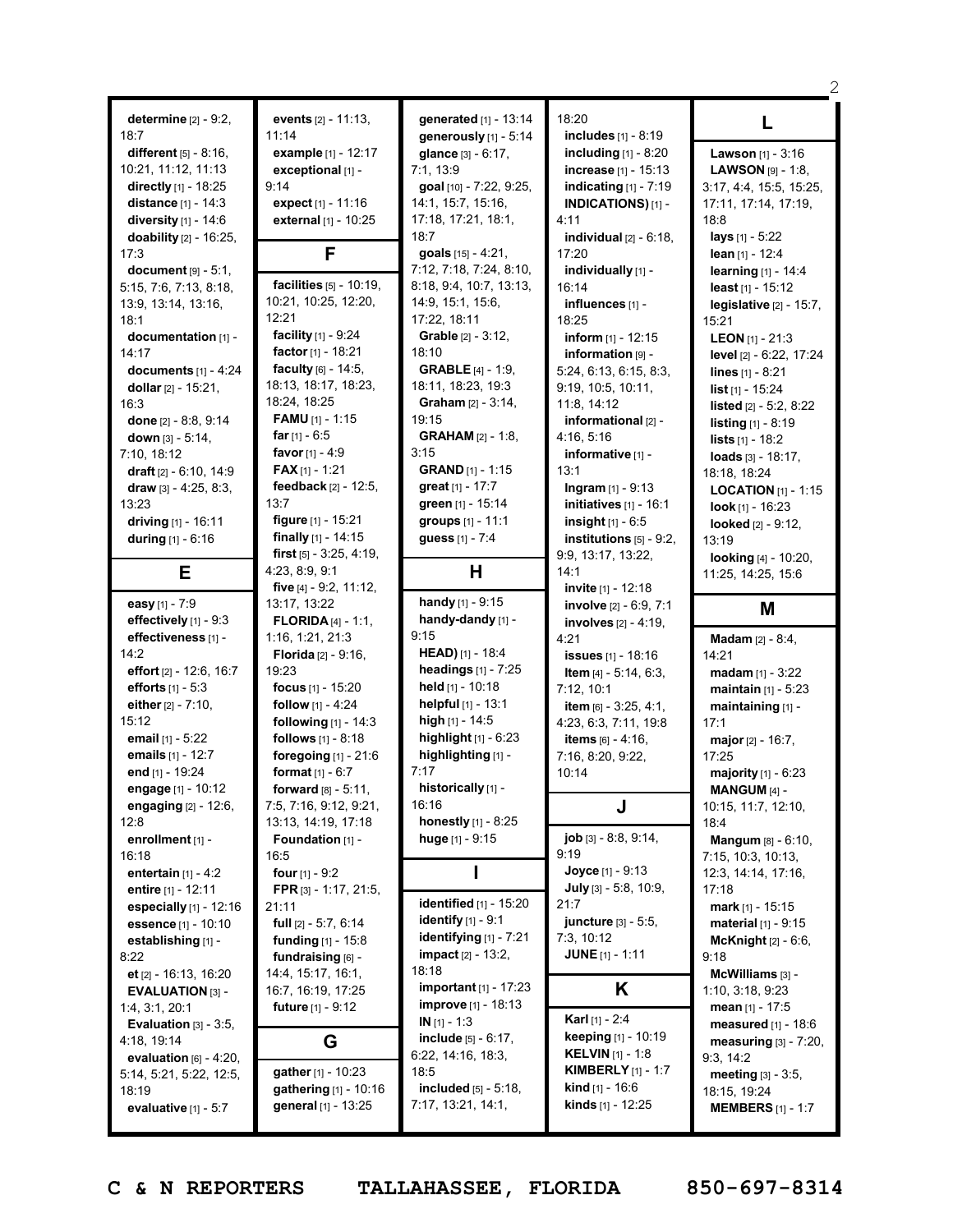**determine** [2] - 9:2, 18:7
**different** [5] - 8:16, 10:21, 11:12, 11:13
**directly** [1] - 18:25
**distance** [1] - 14:3
**diversity** [1] - 14:6
**doability** [2] - 16:25, 17:3
**document** [9] - 5:1, 5:15, 7:6, 7:13, 8:18, 13:9, 13:14, 13:16, 18:1
**documentation** [1] - 14:17
**documents** [1] - 4:24
**dollar** [2] - 15:21, 16:3
**done** [2] - 8:8, 9:14
**down** [3] - 5:14, 7:10, 18:12
**draft** [2] - 6:10, 14:9
**draw** [3] - 4:25, 8:3, 13:23
**driving** [1] - 16:11
**during** [1] - 6:16

## E

**easy** [1] - 7:9
**effectively** [1] - 9:3
**effectiveness** [1] - 14:2
**effort** [2] - 12:6, 16:7
**efforts** [1] - 5:3
**either** [2] - 7:10, 15:12
**email** [1] - 5:22
**emails** [1] - 12:7
**end** [1] - 19:24
**engage** [1] - 10:12
**engaging** [2] - 12:6, 12:8
**enrollment** [1] - 16:18
**entertain** [1] - 4:2
**entire** [1] - 12:11
**especially** [1] - 12:16
**essence** [1] - 10:10
**establishing** [1] - 8:22
**et** [2] - 16:13, 16:20
**EVALUATION** [3] - 1:4, 3:1, 20:1
**Evaluation** [3] - 3:5, 4:18, 19:14
**evaluation** [6] - 4:20, 5:14, 5:21, 5:22, 12:5, 18:19
**evaluative** [1] - 5:7
**events** [2] - 11:13, 11:14
**example** [1] - 12:17
**exceptional** [1] - 9:14
**expect** [1] - 11:16
**external** [1] - 10:25

## F

**facilities** [5] - 10:19, 10:21, 10:25, 12:20, 12:21
**facility** [1] - 9:24
**factor** [1] - 18:21
**faculty** [6] - 14:5, 18:13, 18:17, 18:23, 18:24, 18:25
**FAMU** [1] - 1:15
**far** [1] - 6:5
**favor** [1] - 4:9
**FAX** [1] - 1:21
**feedback** [2] - 12:5, 13:7
**figure** [1] - 15:21
**finally** [1] - 14:15
**first** [5] - 3:25, 4:19, 4:23, 8:9, 9:1
**five** [4] - 9:2, 11:12, 13:17, 13:22
**FLORIDA** [4] - 1:1, 1:16, 1:21, 21:3
**Florida** [2] - 9:16, 19:23
**focus** [1] - 15:20
**follow** [1] - 4:24
**following** [1] - 14:3
**follows** [1] - 8:18
**foregoing** [1] - 21:6
**format** [1] - 6:7
**forward** [8] - 5:11, 7:5, 7:16, 9:12, 9:21, 13:13, 14:19, 17:18
**Foundation** [1] - 16:5
**four** [1] - 9:2
**FPR** [3] - 1:17, 21:5, 21:11
**full** [2] - 5:7, 6:14
**funding** [1] - 15:8
**fundraising** [6] - 14:4, 15:17, 16:1, 16:7, 16:19, 17:25
**future** [1] - 9:12

## G

**gather** [1] - 10:23
**gathering** [1] - 10:16
**general** [1] - 13:25
**generated** [1] - 13:14
**generously** [1] - 5:14
**glance** [3] - 6:17, 7:1, 13:9
**goal** [10] - 7:22, 9:25, 14:1, 15:7, 15:16, 17:18, 17:21, 18:1, 18:7
**goals** [15] - 4:21, 7:12, 7:18, 7:24, 8:10, 8:18, 9:4, 10:7, 13:13, 14:9, 15:1, 15:6, 17:22, 18:11
**Grable** [2] - 3:12, 18:10
**GRABLE** [4] - 1:9, 18:11, 18:23, 19:3
**Graham** [2] - 3:14, 19:15
**GRAHAM** [2] - 1:8, 3:15
**GRAND** [1] - 1:15
**great** [1] - 17:7
**green** [1] - 15:14
**groups** [1] - 11:1
**guess** [1] - 7:4

## H

**handy** [1] - 9:15
**handy-dandy** [1] - 9:15
**HEAD)** [1] - 18:4
**headings** [1] - 7:25
**held** [1] - 10:18
**helpful** [1] - 13:1
**high** [1] - 14:5
**highlight** [1] - 6:23
**highlighting** [1] - 7:17
**historically** [1] - 16:16
**honestly** [1] - 8:25
**huge** [1] - 9:15

## I

**identified** [1] - 15:20
**identify** [1] - 9:1
**identifying** [1] - 7:21
**impact** [2] - 13:2, 18:18
**important** [1] - 17:23
**improve** [1] - 18:13
**IN** [1] - 1:3
**include** [5] - 6:17, 6:22, 14:16, 18:3, 18:5
**included** [5] - 5:18, 7:17, 13:21, 14:1, 18:20
**includes** [1] - 8:19
**including** [1] - 8:20
**increase** [1] - 15:13
**indicating** [1] - 7:19
**INDICATIONS)** [1] - 4:11
**individual** [2] - 6:18, 17:20
**individually** [1] - 16:14
**influences** [1] - 18:25
**inform** [1] - 12:15
**information** [9] - 5:24, 6:13, 6:15, 8:3, 9:19, 10:5, 10:11, 11:8, 14:12
**informational** [2] - 4:16, 5:16
**informative** [1] - 13:1
**Ingram** [1] - 9:13
**initiatives** [1] - 16:1
**insight** [1] - 6:5
**institutions** [5] - 9:2, 9:9, 13:17, 13:22, 14:1
**invite** [1] - 12:18
**involve** [2] - 6:9, 7:1
**involves** [2] - 4:19, 4:21
**issues** [1] - 18:16
**Item** [4] - 5:14, 6:3, 7:12, 10:1
**item** [6] - 3:25, 4:1, 4:23, 6:3, 7:11, 19:8
**items** [6] - 4:16, 7:16, 8:20, 9:22, 10:14

## J

**job** [3] - 8:8, 9:14, 9:19
**Joyce** [1] - 9:13
**July** [3] - 5:8, 10:9, 21:7
**juncture** [3] - 5:5, 7:3, 10:12
**JUNE** [1] - 1:11

## K

**Karl** [1] - 2:4
**keeping** [1] - 10:19
**KELVIN** [1] - 1:8
**KIMBERLY** [1] - 1:7
**kind** [1] - 16:6
**kinds** [1] - 12:25

## L

**Lawson** [1] - 3:16
**LAWSON** [9] - 1:8, 3:17, 4:4, 15:5, 15:25, 17:11, 17:14, 17:19, 18:8
**lays** [1] - 5:22
**lean** [1] - 12:4
**learning** [1] - 14:4
**least** [1] - 15:12
**legislative** [2] - 15:7, 15:21
**LEON** [1] - 21:3
**level** [2] - 6:22, 17:24
**lines** [1] - 8:21
**list** [1] - 15:24
**listed** [2] - 5:2, 8:22
**listing** [1] - 8:19
**lists** [1] - 18:2
**loads** [3] - 18:17, 18:18, 18:24
**LOCATION** [1] - 1:15
**look** [1] - 16:23
**looked** [2] - 9:12, 13:19
**looking** [4] - 10:20, 11:25, 14:25, 15:6

## M

**Madam** [2] - 8:4, 14:21
**madam** [1] - 3:22
**maintain** [1] - 5:23
**maintaining** [1] - 17:1
**major** [2] - 16:7, 17:25
**majority** [1] - 6:23
**MANGUM** [4] - 10:15, 11:7, 12:10, 18:4
**Mangum** [8] - 6:10, 7:15, 10:3, 10:13, 12:3, 14:14, 17:16, 17:18
**mark** [1] - 15:15
**material** [1] - 9:15
**McKnight** [2] - 6:6, 9:18
**McWilliams** [3] - 1:10, 3:18, 9:23
**mean** [1] - 17:5
**measured** [1] - 18:6
**measuring** [3] - 7:20, 9:3, 14:2
**meeting** [3] - 3:5, 18:15, 19:24
**MEMBERS** [1] - 1:7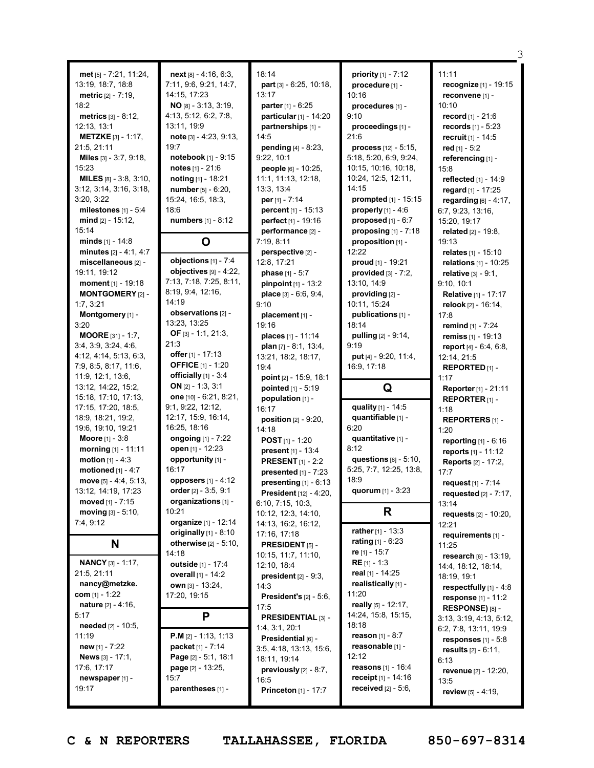**met** [5] - 7:21, 11:24, 13:19, 18:7, 18:8
**metric** [2] - 7:19, 18:2
**metrics** [3] - 8:12, 12:13, 13:1
**METZKE** [3] - 1:17, 21:5, 21:11
**Miles** [3] - 3:7, 9:18, 15:23
**MILES** [8] - 3:8, 3:10, 3:12, 3:14, 3:16, 3:18, 3:20, 3:22
**milestones** [1] - 5:4
**mind** [2] - 15:12, 15:14
**minds** [1] - 14:8
**minutes** [2] - 4:1, 4:7
**miscellaneous** [2] - 19:11, 19:12
**moment** [1] - 19:18
**MONTGOMERY** [2] - 1:7, 3:21
**Montgomery** [1] - 3:20
**MOORE** [31] - 1:7, 3:4, 3:9, 3:24, 4:6, 4:12, 4:14, 5:13, 6:3, 7:9, 8:5, 8:17, 11:6, 11:9, 12:1, 13:6, 13:12, 14:22, 15:2, 15:18, 17:10, 17:13, 17:15, 17:20, 18:5, 18:9, 18:21, 19:2, 19:6, 19:10, 19:21
**Moore** [1] - 3:8
**morning** [1] - 11:11
**motion** [1] - 4:3
**motioned** [1] - 4:7
**move** [5] - 4:4, 5:13, 13:12, 14:19, 17:23
**moved** [1] - 7:15
**moving** [3] - 5:10, 7:4, 9:12

## N

**NANCY** [3] - 1:17, 21:5, 21:11
**nancy@metzke.com** [1] - 1:22
**nature** [2] - 4:16, 5:17
**needed** [2] - 10:5, 11:19
**new** [1] - 7:22
**News** [3] - 17:1, 17:6, 17:17
**newspaper** [1] - 19:17
**next** [8] - 4:16, 6:3, 7:11, 9:6, 9:21, 14:7, 14:15, 17:23
**NO** [8] - 3:13, 3:19, 4:13, 5:12, 6:2, 7:8, 13:11, 19:9
**note** [3] - 4:23, 9:13, 19:7
**notebook** [1] - 9:15
**notes** [1] - 21:6
**noting** [1] - 18:21
**number** [5] - 6:20, 15:24, 16:5, 18:3, 18:6
**numbers** [1] - 8:12

## O

**objections** [1] - 7:4
**objectives** [9] - 4:22, 7:13, 7:18, 7:25, 8:11, 8:19, 9:4, 12:16, 14:19
**observations** [2] - 13:23, 13:25
**OF** [3] - 1:1, 21:3, 21:3
**offer** [1] - 17:13
**OFFICE** [1] - 1:20
**officially** [1] - 3:4
**ON** [2] - 1:3, 3:1
**one** [10] - 6:21, 8:21, 9:1, 9:22, 12:12, 12:17, 15:9, 16:14, 16:25, 18:16
**ongoing** [1] - 7:22
**open** [1] - 12:23
**opportunity** [1] - 16:17
**opposers** [1] - 4:12
**order** [2] - 3:5, 9:1
**organizations** [1] - 10:21
**organize** [1] - 12:14
**originally** [1] - 8:10
**otherwise** [2] - 5:10, 14:18
**outside** [1] - 17:4
**overall** [1] - 14:2
**own** [3] - 13:24, 17:20, 19:15

## P

**P.M** [2] - 1:13, 1:13
**packet** [1] - 7:14
**Page** [2] - 5:1, 18:1
**page** [2] - 13:25, 15:7
**parentheses** [1] - 18:14
**part** [3] - 6:25, 10:18, 13:17
**parter** [1] - 6:25
**particular** [1] - 14:20
**partnerships** [1] - 14:5
**pending** [4] - 8:23, 9:22, 10:1
**people** [6] - 10:25, 11:1, 11:13, 12:18, 13:3, 13:4
**per** [1] - 7:14
**percent** [1] - 15:13
**perfect** [1] - 19:16
**performance** [2] - 7:19, 8:11
**perspective** [2] - 12:8, 17:21
**phase** [1] - 5:7
**pinpoint** [1] - 13:2
**place** [3] - 6:6, 9:4, 9:10
**placement** [1] - 19:16
**places** [1] - 11:14
**plan** [7] - 8:1, 13:4, 13:21, 18:2, 18:17, 19:4
**point** [2] - 15:9, 18:1
**pointed** [1] - 5:19
**population** [1] - 16:17
**position** [2] - 9:20, 14:18
**POST** [1] - 1:20
**present** [1] - 13:4
**PRESENT** [1] - 2:2
**presented** [1] - 7:23
**presenting** [1] - 6:13
**President** [12] - 4:20, 6:10, 7:15, 10:3, 10:12, 12:3, 14:10, 14:13, 16:2, 16:12, 17:16, 17:18
**PRESIDENT** [5] - 10:15, 11:7, 11:10, 12:10, 18:4
**president** [2] - 9:3, 14:3
**President's** [2] - 5:6, 17:5
**PRESIDENTIAL** [3] - 1:4, 3:1, 20:1
**Presidential** [6] - 3:5, 4:18, 13:13, 15:6, 18:11, 19:14
**previously** [2] - 8:7, 16:5
**Princeton** [1] - 17:7
**priority** [1] - 7:12
**procedure** [1] - 10:16
**procedures** [1] - 9:10
**proceedings** [1] - 21:6
**process** [12] - 5:15, 5:18, 5:20, 6:9, 9:24, 10:15, 10:16, 10:18, 10:24, 12:5, 12:11, 14:15
**prompted** [1] - 15:15
**properly** [1] - 4:6
**proposed** [1] - 6:7
**proposing** [1] - 7:18
**proposition** [1] - 12:22
**proud** [1] - 19:21
**provided** [3] - 7:2, 13:10, 14:9
**providing** [2] - 10:11, 15:24
**publications** [1] - 18:14
**pulling** [2] - 9:14, 9:19
**put** [4] - 9:20, 11:4, 16:9, 17:18

## Q

**quality** [1] - 14:5
**quantifiable** [1] - 6:20
**quantitative** [1] - 8:12
**questions** [6] - 5:10, 5:25, 7:7, 12:25, 13:8, 18:9
**quorum** [1] - 3:23

## R

**rather** [1] - 13:3
**rating** [1] - 6:23
**re** [1] - 15:7
**RE** [1] - 1:3
**real** [1] - 14:25
**realistically** [1] - 11:20
**really** [5] - 12:17, 14:24, 15:8, 15:15, 18:18
**reason** [1] - 8:7
**reasonable** [1] - 12:12
**reasons** [1] - 16:4
**receipt** [1] - 14:16
**received** [2] - 5:6, 11:11
**recognize** [1] - 19:15
**reconvene** [1] - 10:10
**record** [1] - 21:6
**records** [1] - 5:23
**recruit** [1] - 14:5
**red** [1] - 5:2
**referencing** [1] - 15:8
**reflected** [1] - 14:9
**regard** [1] - 17:25
**regarding** [6] - 4:17, 6:7, 9:23, 13:16, 15:20, 19:17
**related** [2] - 19:8, 19:13
**relates** [1] - 15:10
**relations** [1] - 10:25
**relative** [3] - 9:1, 9:10, 10:1
**Relative** [1] - 17:17
**relook** [2] - 16:14, 17:8
**remind** [1] - 7:24
**remiss** [1] - 19:13
**report** [4] - 6:4, 6:8, 12:14, 21:5
**REPORTED** [1] - 1:17
**Reporter** [1] - 21:11
**REPORTER** [1] - 1:18
**REPORTERS** [1] - 1:20
**reporting** [1] - 6:16
**reports** [1] - 11:12
**Reports** [2] - 17:2, 17:7
**request** [1] - 7:14
**requested** [2] - 7:17, 13:14
**requests** [2] - 10:20, 12:21
**requirements** [1] - 11:25
**research** [6] - 13:19, 14:4, 18:12, 18:14, 18:19, 19:1
**respectfully** [1] - 4:8
**response** [1] - 11:2
**RESPONSE)** [8] - 3:13, 3:19, 4:13, 5:12, 6:2, 7:8, 13:11, 19:9
**responses** [1] - 5:8
**results** [2] - 6:11, 6:13
**revenue** [2] - 12:20, 13:5
**review** [5] - 4:19,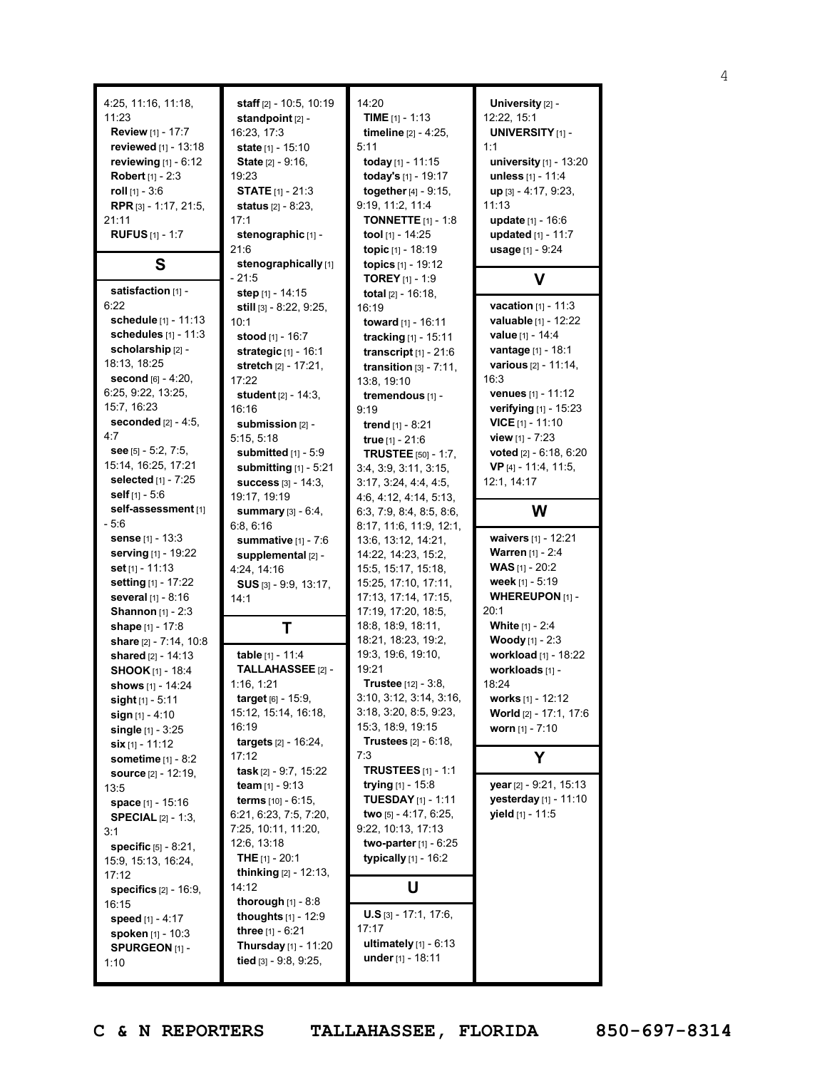4:25, 11:16, 11:18, 11:23
**Review** [1] - 17:7
**reviewed** [1] - 13:18
**reviewing** [1] - 6:12
**Robert** [1] - 2:3
**roll** [1] - 3:6
**RPR** [3] - 1:17, 21:5, 21:11
**RUFUS** [1] - 1:7

## S

**satisfaction** [1] - 6:22
**schedule** [1] - 11:13
**schedules** [1] - 11:3
**scholarship** [2] - 18:13, 18:25
**second** [6] - 4:20, 6:25, 9:22, 13:25, 15:7, 16:23
**seconded** [2] - 4:5, 4:7
**see** [5] - 5:2, 7:5, 15:14, 16:25, 17:21
**selected** [1] - 7:25
**self** [1] - 5:6
**self-assessment** [1] - 5:6
**sense** [1] - 13:3
**serving** [1] - 19:22
**set** [1] - 11:13
**setting** [1] - 17:22
**several** [1] - 8:16
**Shannon** [1] - 2:3
**shape** [1] - 17:8
**share** [2] - 7:14, 10:8
**shared** [2] - 14:13
**SHOOK** [1] - 18:4
**shows** [1] - 14:24
**sight** [1] - 5:11
**sign** [1] - 4:10
**single** [1] - 3:25
**six** [1] - 11:12
**sometime** [1] - 8:2
**source** [2] - 12:19, 13:5
**space** [1] - 15:16
**SPECIAL** [2] - 1:3, 3:1
**specific** [5] - 8:21, 15:9, 15:13, 16:24, 17:12
**specifics** [2] - 16:9, 16:15
**speed** [1] - 4:17
**spoken** [1] - 10:3
**SPURGEON** [1] - 1:10
**staff** [2] - 10:5, 10:19
**standpoint** [2] - 16:23, 17:3
**state** [1] - 15:10
**State** [2] - 9:16, 19:23
**STATE** [1] - 21:3
**status** [2] - 8:23, 17:1
**stenographic** [1] - 21:6
**stenographically** [1] - 21:5
**step** [1] - 14:15
**still** [3] - 8:22, 9:25, 10:1
**stood** [1] - 16:7
**strategic** [1] - 16:1
**stretch** [2] - 17:21, 17:22
**student** [2] - 14:3, 16:16
**submission** [2] - 5:15, 5:18
**submitted** [1] - 5:9
**submitting** [1] - 5:21
**success** [3] - 14:3, 19:17, 19:19
**summary** [3] - 6:4, 6:8, 6:16
**summative** [1] - 7:6
**supplemental** [2] - 4:24, 14:16
**SUS** [3] - 9:9, 13:17, 14:1

## T

**table** [1] - 11:4
**TALLAHASSEE** [2] - 1:16, 1:21
**target** [6] - 15:9, 15:12, 15:14, 16:18, 16:19
**targets** [2] - 16:24, 17:12
**task** [2] - 9:7, 15:22
**team** [1] - 9:13
**terms** [10] - 6:15, 6:21, 6:23, 7:5, 7:20, 7:25, 10:11, 11:20, 12:6, 13:18
**THE** [1] - 20:1
**thinking** [2] - 12:13, 14:12
**thorough** [1] - 8:8
**thoughts** [1] - 12:9
**three** [1] - 6:21
**Thursday** [1] - 11:20
**tied** [3] - 9:8, 9:25, 14:20
**TIME** [1] - 1:13
**timeline** [2] - 4:25, 5:11
**today** [1] - 11:15
**today's** [1] - 19:17
**together** [4] - 9:15, 9:19, 11:2, 11:4
**TONNETTE** [1] - 1:8
**tool** [1] - 14:25
**topic** [1] - 18:19
**topics** [1] - 19:12
**TOREY** [1] - 1:9
**total** [2] - 16:18, 16:19
**toward** [1] - 16:11
**tracking** [1] - 15:11
**transcript** [1] - 21:6
**transition** [3] - 7:11, 13:8, 19:10
**tremendous** [1] - 9:19
**trend** [1] - 8:21
**true** [1] - 21:6
**TRUSTEE** [50] - 1:7, 3:4, 3:9, 3:11, 3:15, 3:17, 3:24, 4:4, 4:5, 4:6, 4:12, 4:14, 5:13, 6:3, 7:9, 8:4, 8:5, 8:6, 8:17, 11:6, 11:9, 12:1, 13:6, 13:12, 14:21, 14:22, 14:23, 15:2, 15:5, 15:17, 15:18, 15:25, 17:10, 17:11, 17:13, 17:14, 17:15, 17:19, 17:20, 18:5, 18:8, 18:9, 18:11, 18:21, 18:23, 19:2, 19:3, 19:6, 19:10, 19:21
**Trustee** [12] - 3:8, 3:10, 3:12, 3:14, 3:16, 3:18, 3:20, 8:5, 9:23, 15:3, 18:9, 19:15
**Trustees** [2] - 6:18, 7:3
**TRUSTEES** [1] - 1:1
**trying** [1] - 15:8
**TUESDAY** [1] - 1:11
**two** [5] - 4:17, 6:25, 9:22, 10:13, 17:13
**two-parter** [1] - 6:25
**typically** [1] - 16:2

## U

**U.S** [3] - 17:1, 17:6, 17:17
**ultimately** [1] - 6:13
**under** [1] - 18:11
**University** [2] - 12:22, 15:1
**UNIVERSITY** [1] - 1:1
**university** [1] - 13:20
**unless** [1] - 11:4
**up** [3] - 4:17, 9:23, 11:13
**update** [1] - 16:6
**updated** [1] - 11:7
**usage** [1] - 9:24

## V

**vacation** [1] - 11:3
**valuable** [1] - 12:22
**value** [1] - 14:4
**vantage** [1] - 18:1
**various** [2] - 11:14, 16:3
**venues** [1] - 11:12
**verifying** [1] - 15:23
**VICE** [1] - 11:10
**view** [1] - 7:23
**voted** [2] - 6:18, 6:20
**VP** [4] - 11:4, 11:5, 12:1, 14:17

## W

**waivers** [1] - 12:21
**Warren** [1] - 2:4
**WAS** [1] - 20:2
**week** [1] - 5:19
**WHEREUPON** [1] - 20:1
**White** [1] - 2:4
**Woody** [1] - 2:3
**workload** [1] - 18:22
**workloads** [1] - 18:24
**works** [1] - 12:12
**World** [2] - 17:1, 17:6
**worn** [1] - 7:10

## Y

**year** [2] - 9:21, 15:13
**yesterday** [1] - 11:10
**yield** [1] - 11:5

C & N REPORTERS TALLAHASSEE, FLORIDA 850-697-8314